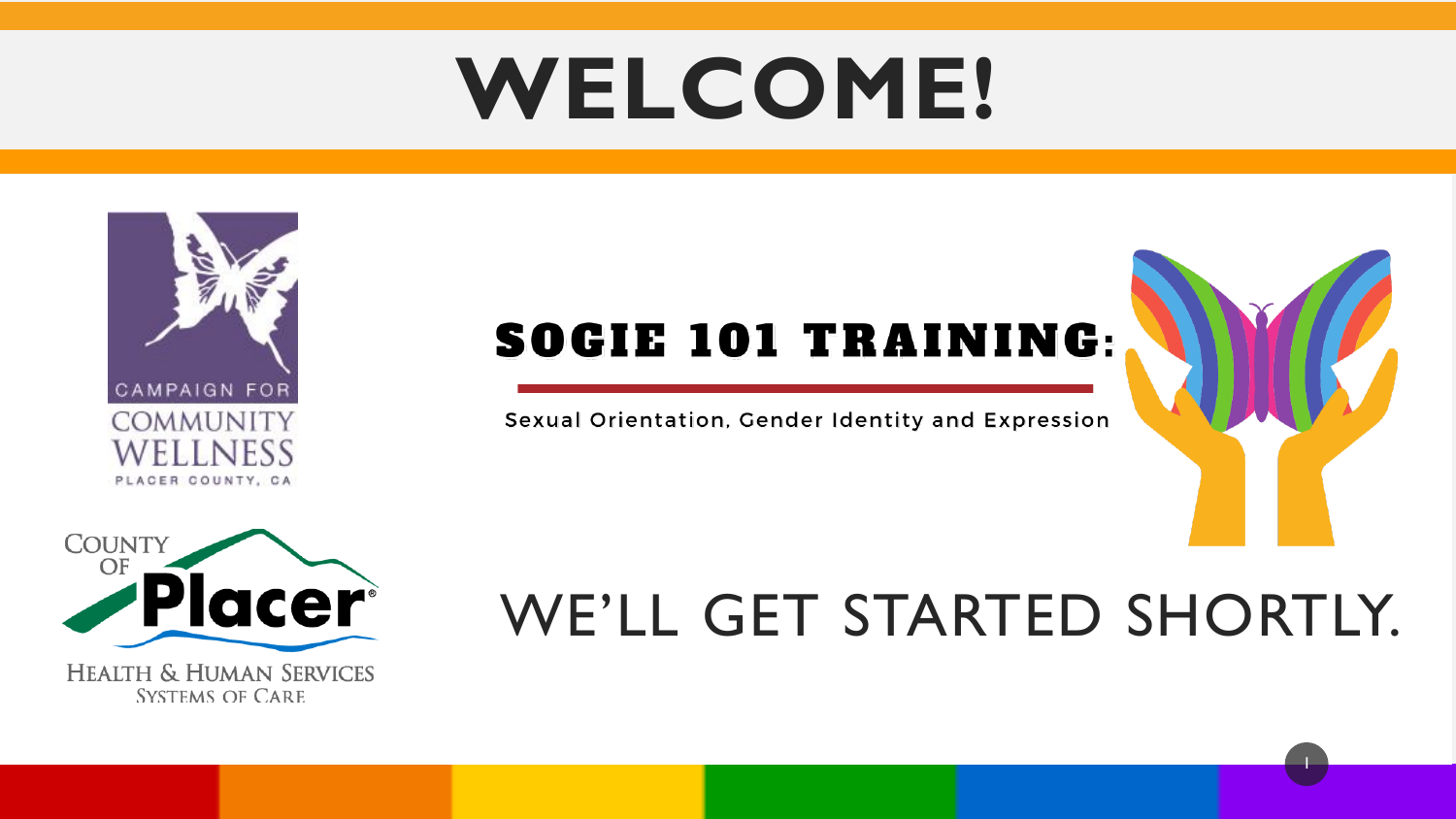# WELCOME!

CAMPAIGN FOR COMMUNITY WELLNESS
PLACER COUNTY, CA

## SOGIE 101 TRAINING:

Sexual Orientation, Gender Identity and Expression

COUNTY OF Placer
HEALTH & HUMAN SERVICES
SYSTEMS OF CARE

WE'LL GET STARTED SHORTLY.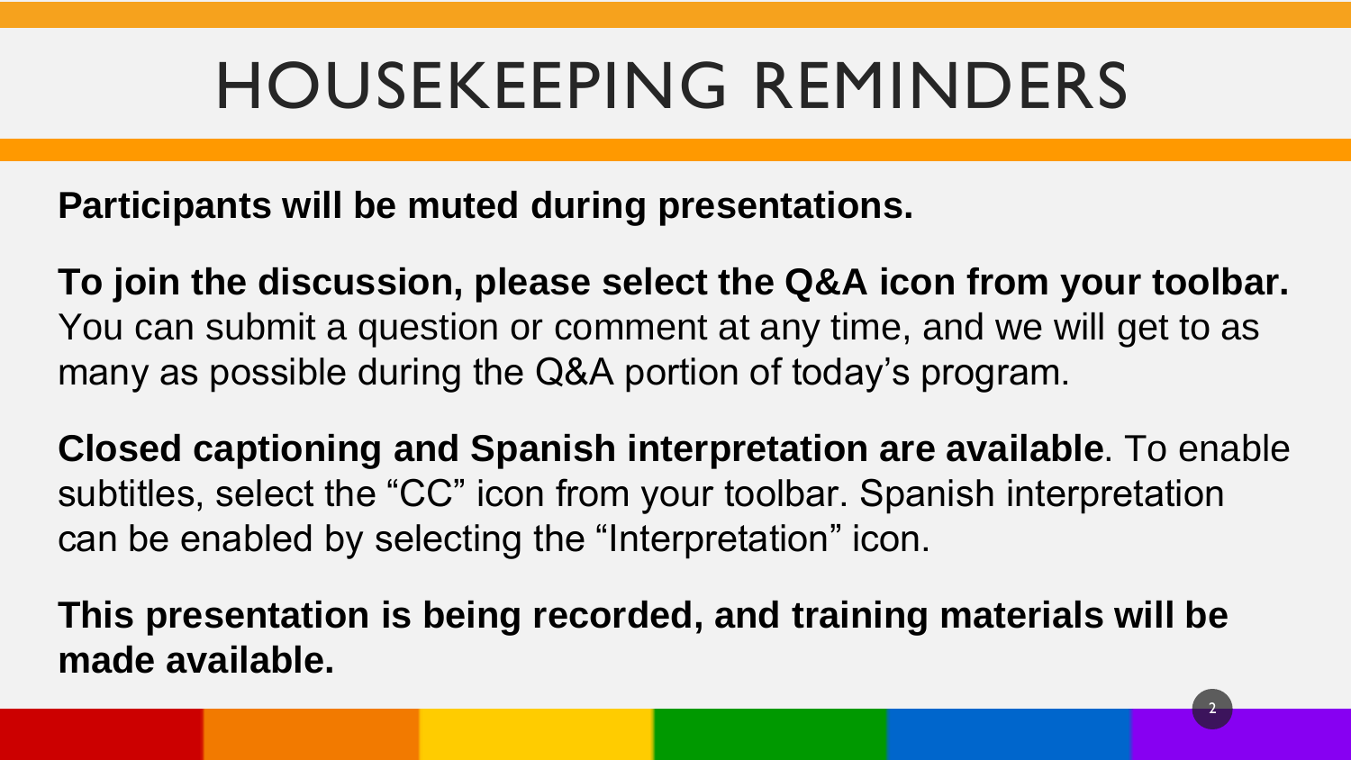# HOUSEKEEPING REMINDERS

**Participants will be muted during presentations.**

**To join the discussion, please select the Q&A icon from your toolbar.** You can submit a question or comment at any time, and we will get to as many as possible during the Q&A portion of today's program.

**Closed captioning and Spanish interpretation are available**. To enable subtitles, select the "CC" icon from your toolbar. Spanish interpretation can be enabled by selecting the "Interpretation" icon.

**This presentation is being recorded, and training materials will be made available.**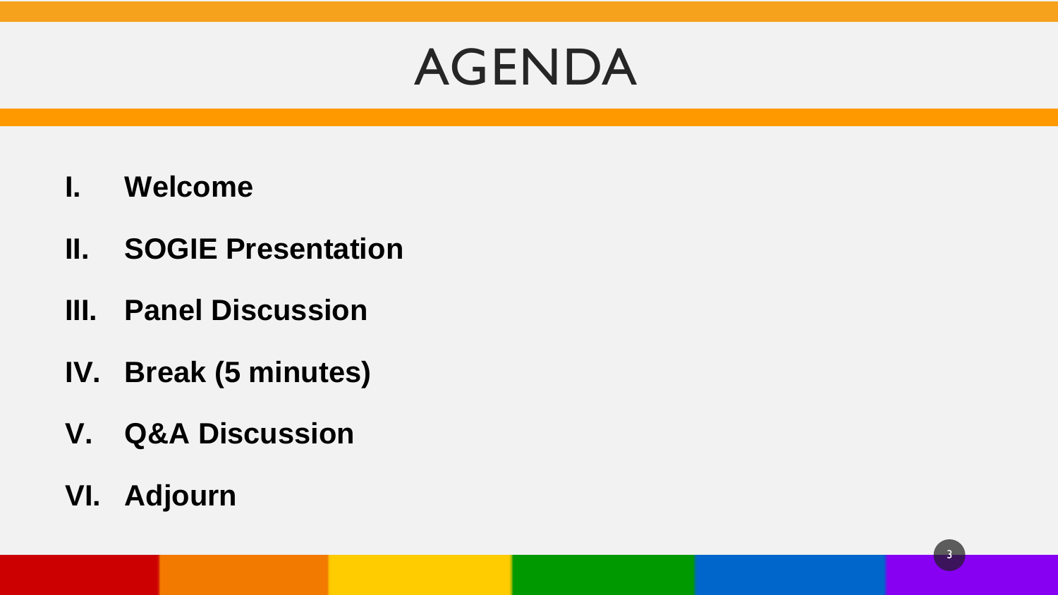# AGENDA

I. **Welcome**

II. **SOGIE Presentation**

III. **Panel Discussion**

IV. **Break (5 minutes)**

V. **Q&A Discussion**

VI. **Adjourn**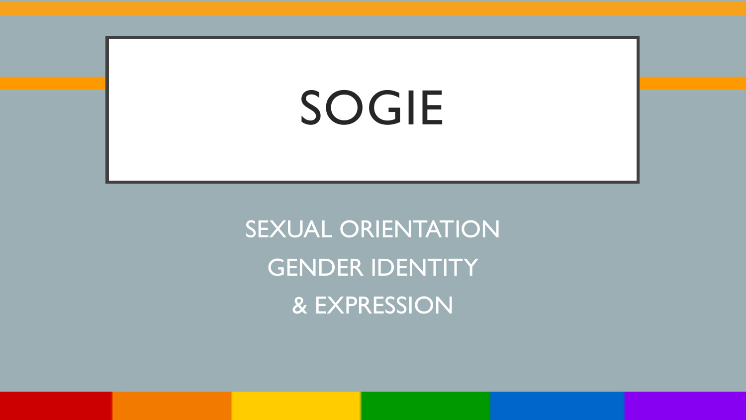# SOGIE

SEXUAL ORIENTATION

GENDER IDENTITY

& EXPRESSION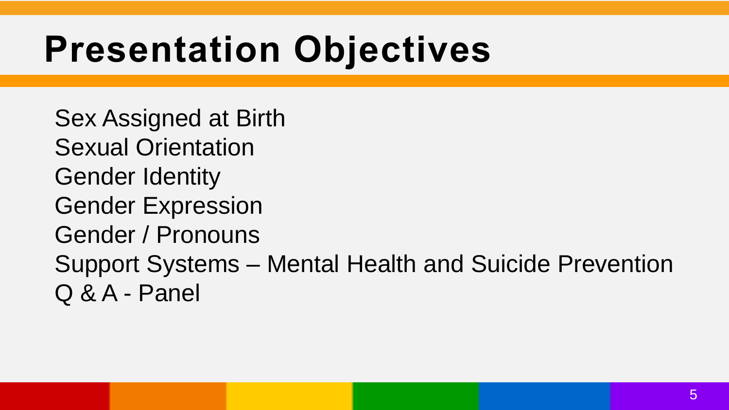# Presentation Objectives

Sex Assigned at Birth
Sexual Orientation
Gender Identity
Gender Expression
Gender / Pronouns
Support Systems – Mental Health and Suicide Prevention
Q & A - Panel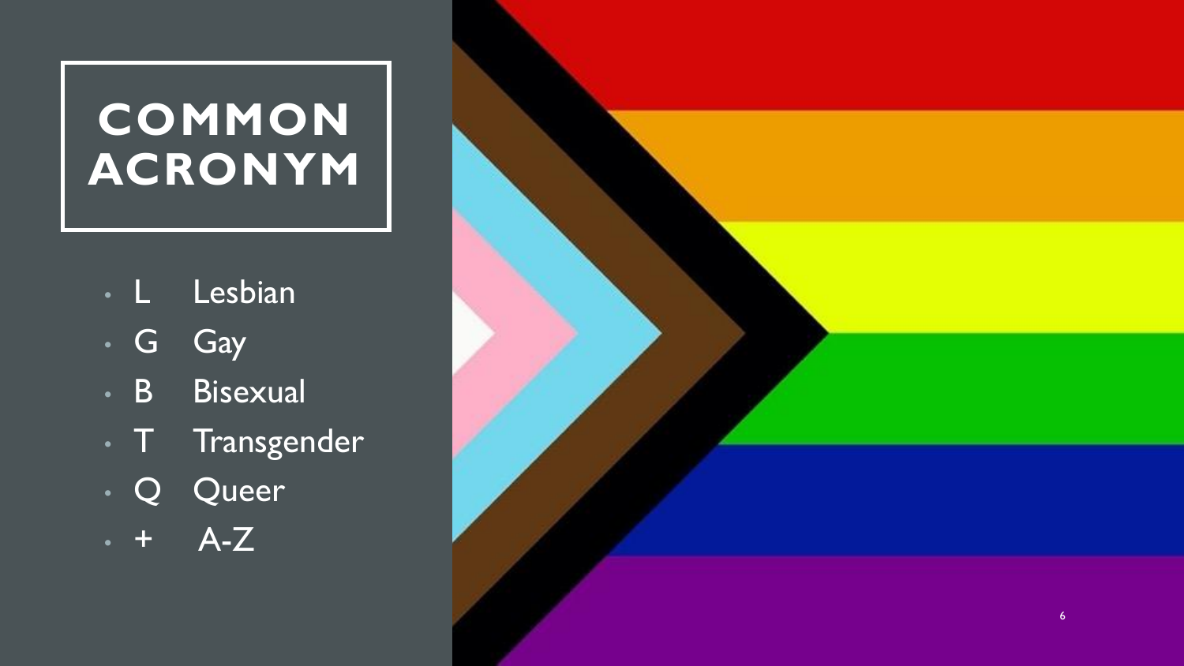# COMMON ACRONYM

- L Lesbian
- G Gay
- B Bisexual
- T Transgender
- Q Queer
- + A-Z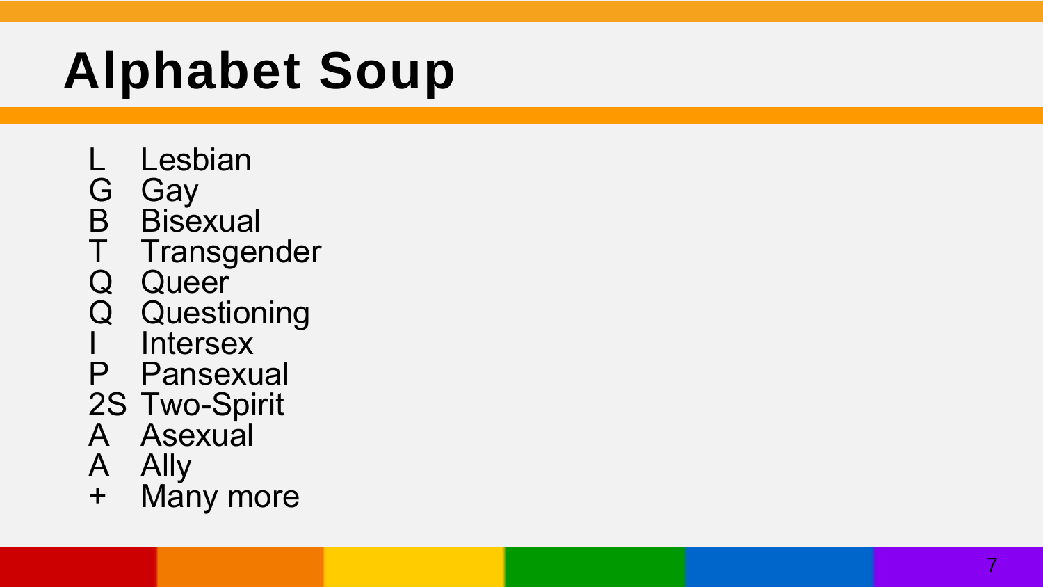# Alphabet Soup

- L Lesbian
- G Gay
- B Bisexual
- T Transgender
- Q Queer
- Q Questioning
- I Intersex
- P Pansexual
- 2S Two-Spirit
- A Asexual
- A Ally
- + Many more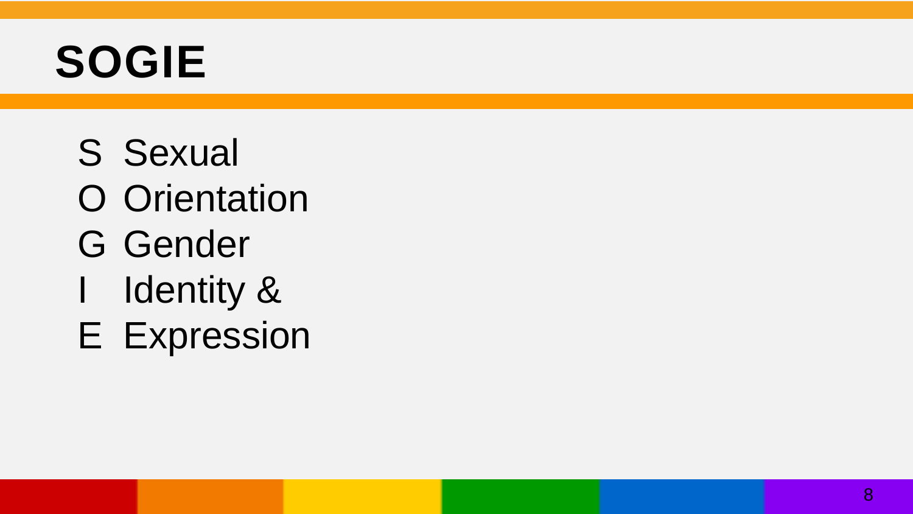# SOGIE

S Sexual
O Orientation
G Gender
I Identity &
E Expression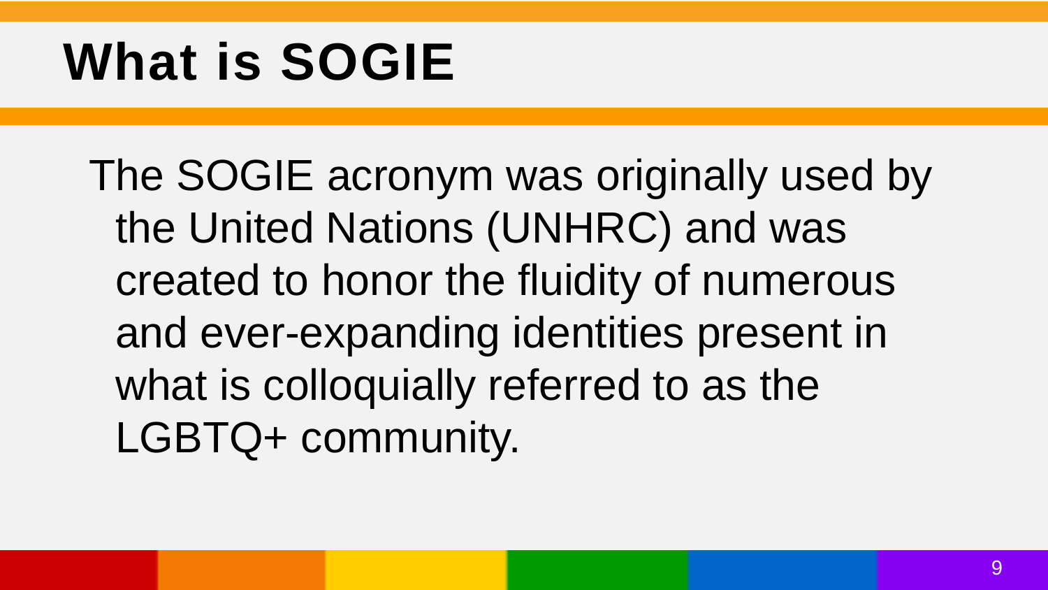# What is SOGIE

The SOGIE acronym was originally used by the United Nations (UNHRC) and was created to honor the fluidity of numerous and ever-expanding identities present in what is colloquially referred to as the LGBTQ+ community.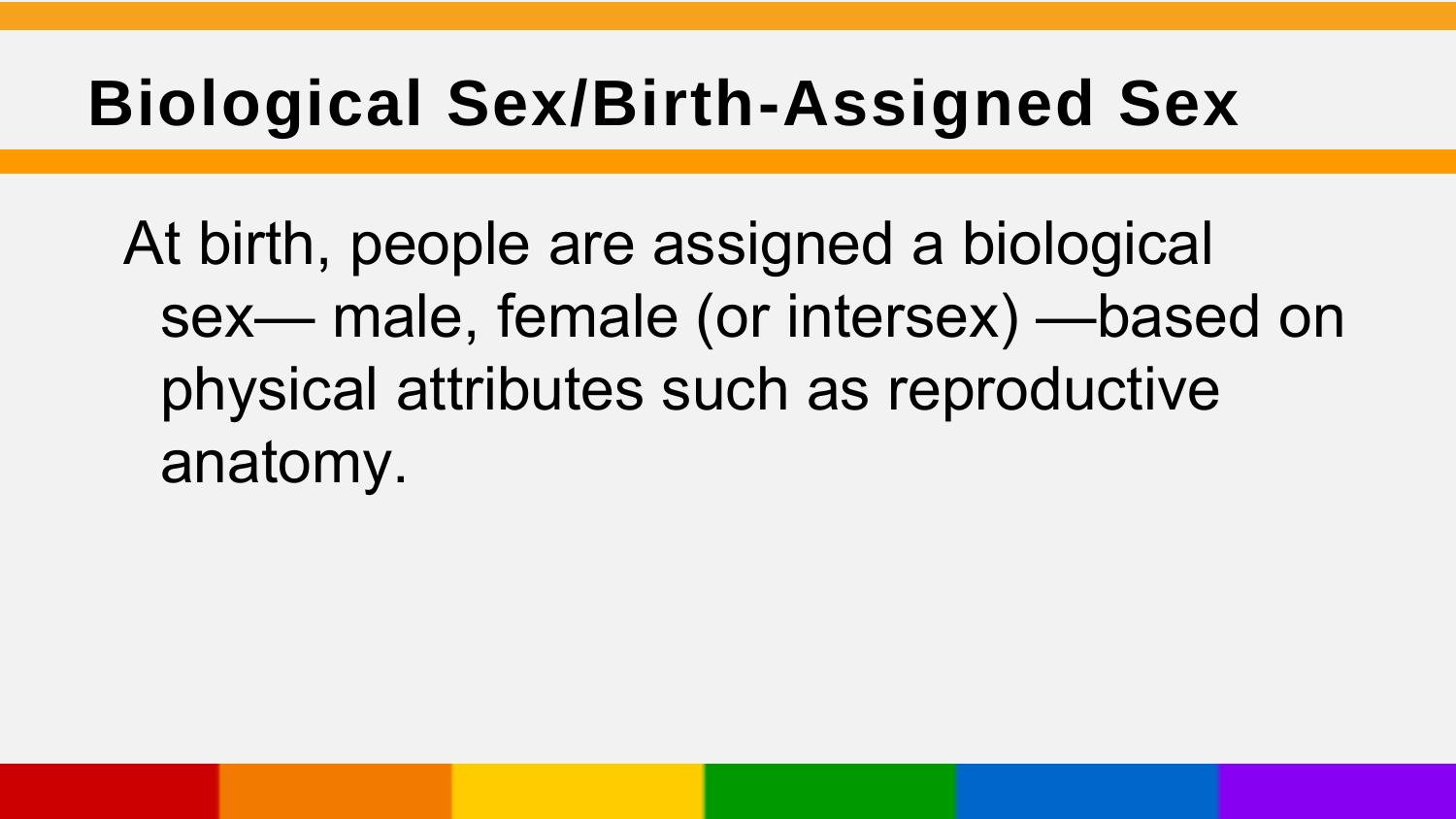# Biological Sex/Birth-Assigned Sex

At birth, people are assigned a biological sex— male, female (or intersex) —based on physical attributes such as reproductive anatomy.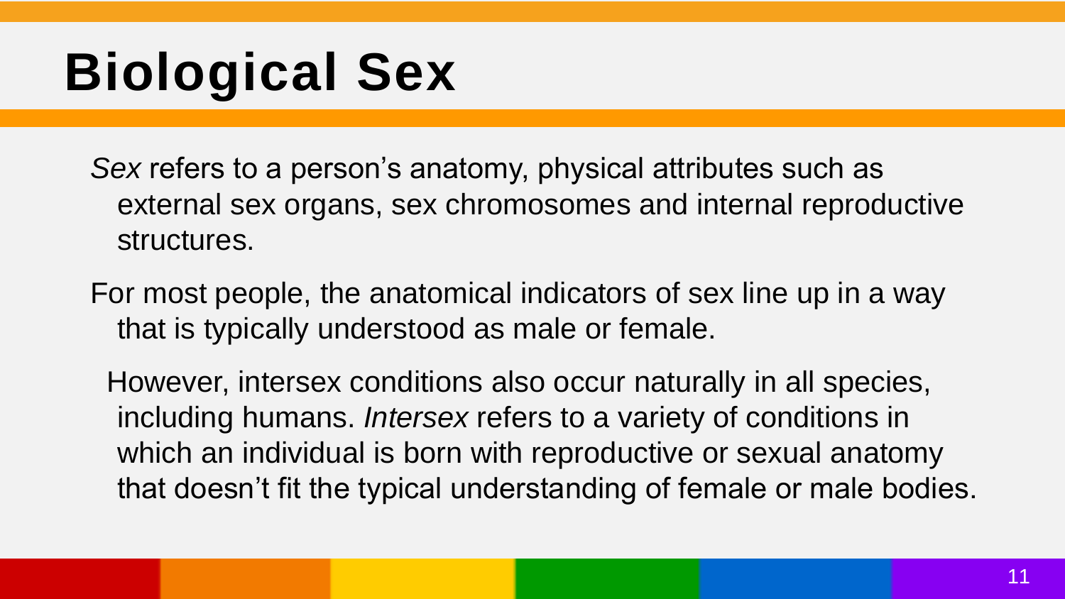# Biological Sex

*Sex* refers to a person's anatomy, physical attributes such as external sex organs, sex chromosomes and internal reproductive structures.

For most people, the anatomical indicators of sex line up in a way that is typically understood as male or female.

However, intersex conditions also occur naturally in all species, including humans. *Intersex* refers to a variety of conditions in which an individual is born with reproductive or sexual anatomy that doesn't fit the typical understanding of female or male bodies.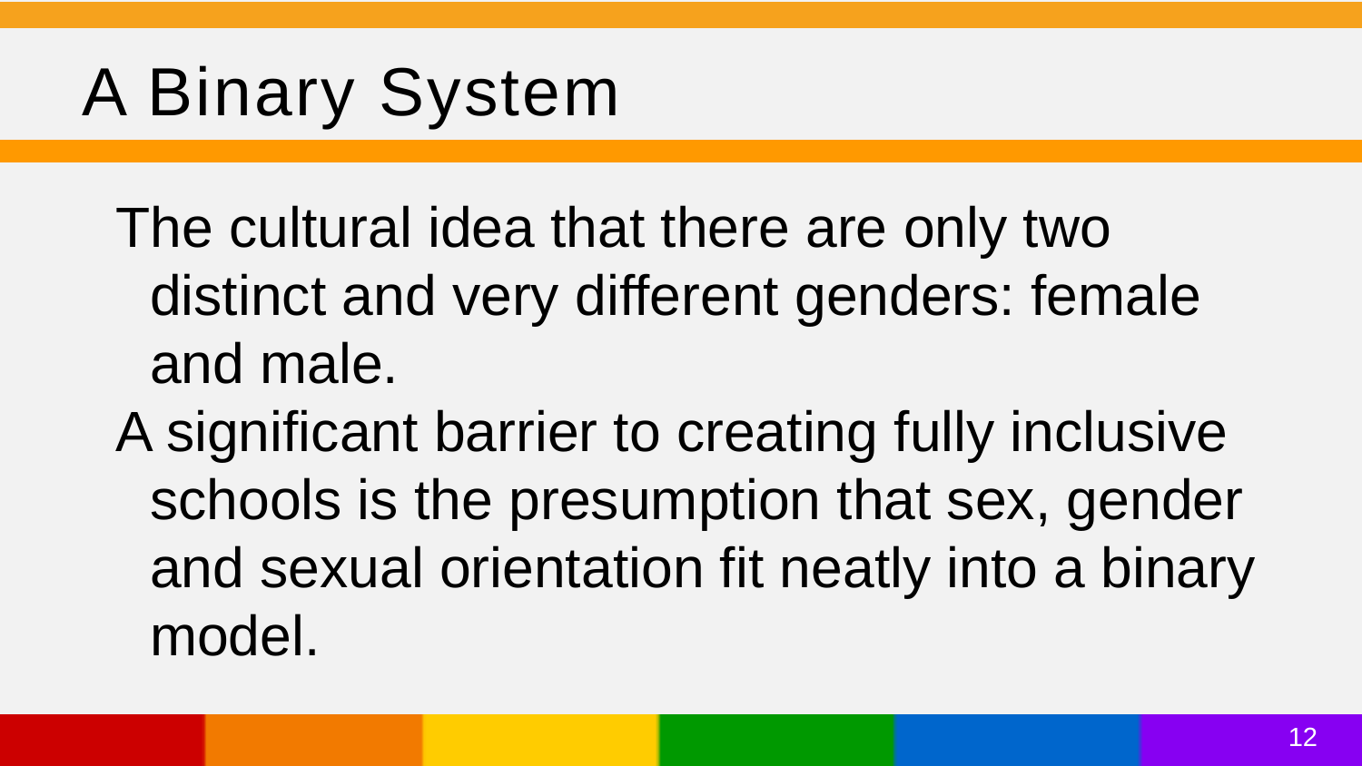# A Binary System

The cultural idea that there are only two distinct and very different genders: female and male.

A significant barrier to creating fully inclusive schools is the presumption that sex, gender and sexual orientation fit neatly into a binary model.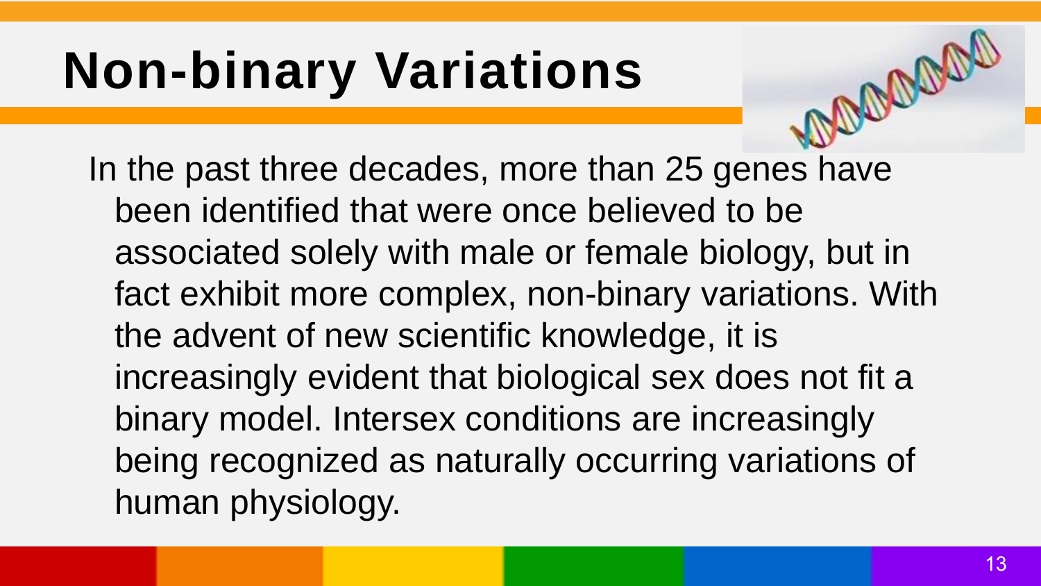# Non-binary Variations

In the past three decades, more than 25 genes have been identified that were once believed to be associated solely with male or female biology, but in fact exhibit more complex, non-binary variations. With the advent of new scientific knowledge, it is increasingly evident that biological sex does not fit a binary model. Intersex conditions are increasingly being recognized as naturally occurring variations of human physiology.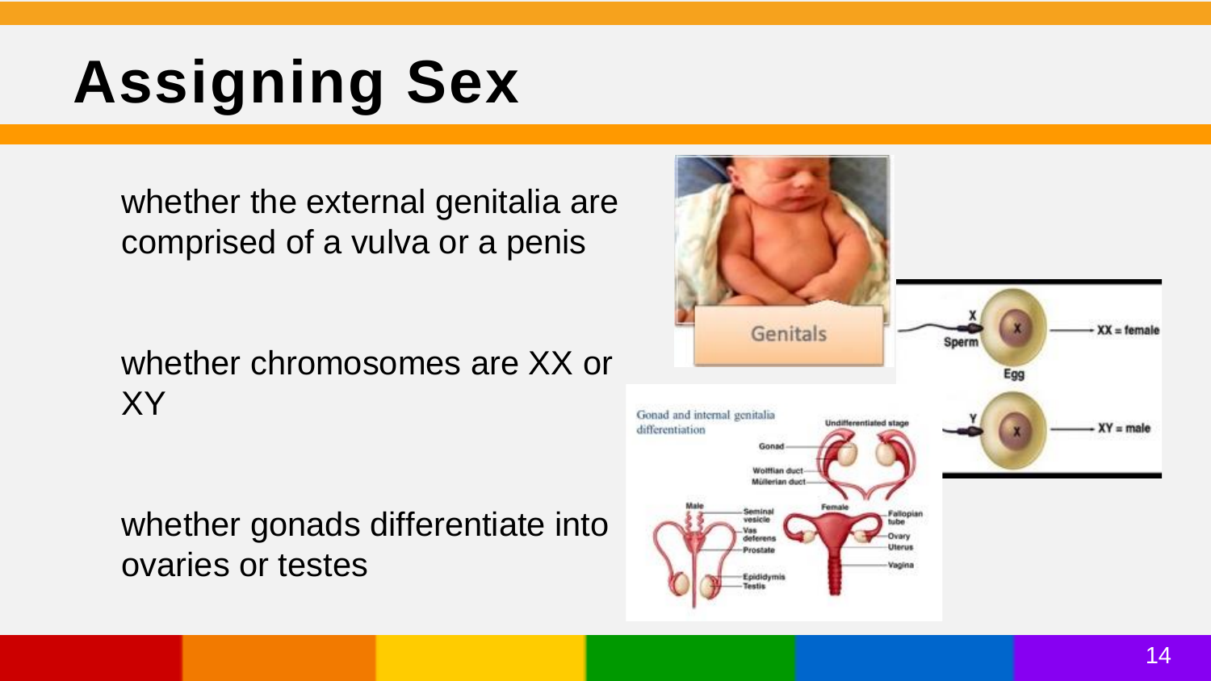# Assigning Sex

whether the external genitalia are comprised of a vulva or a penis

whether chromosomes are XX or XY

whether gonads differentiate into ovaries or testes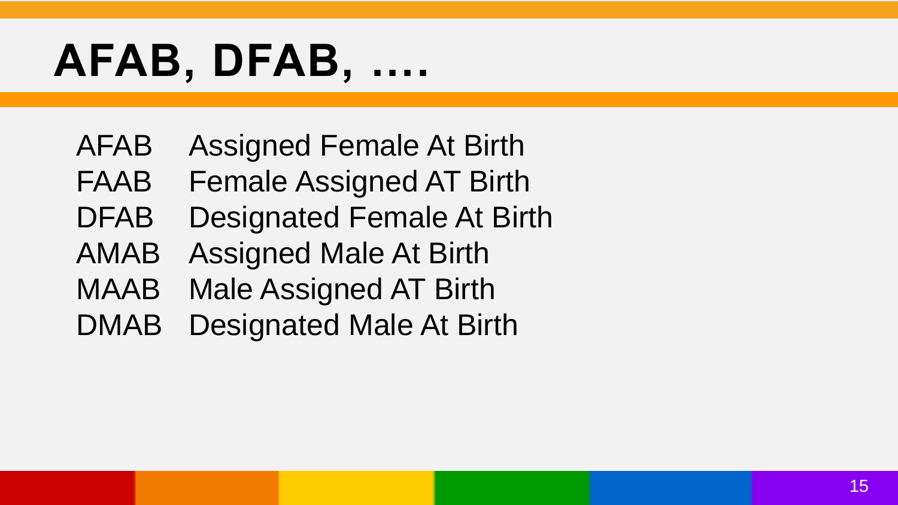# AFAB, DFAB, ....

| | |
|---|---|
| AFAB | Assigned Female At Birth |
| FAAB | Female Assigned AT Birth |
| DFAB | Designated Female At Birth |
| AMAB | Assigned Male At Birth |
| MAAB | Male Assigned AT Birth |
| DMAB | Designated Male At Birth |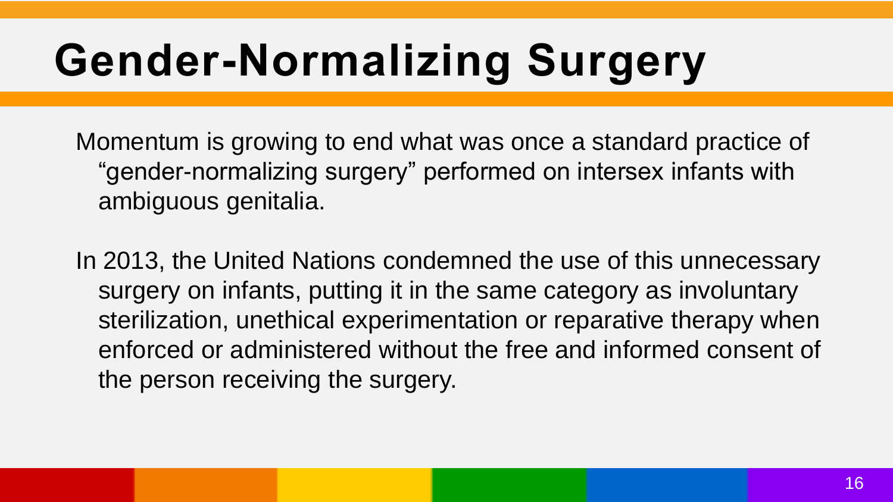# Gender-Normalizing Surgery

Momentum is growing to end what was once a standard practice of "gender-normalizing surgery" performed on intersex infants with ambiguous genitalia.

In 2013, the United Nations condemned the use of this unnecessary surgery on infants, putting it in the same category as involuntary sterilization, unethical experimentation or reparative therapy when enforced or administered without the free and informed consent of the person receiving the surgery.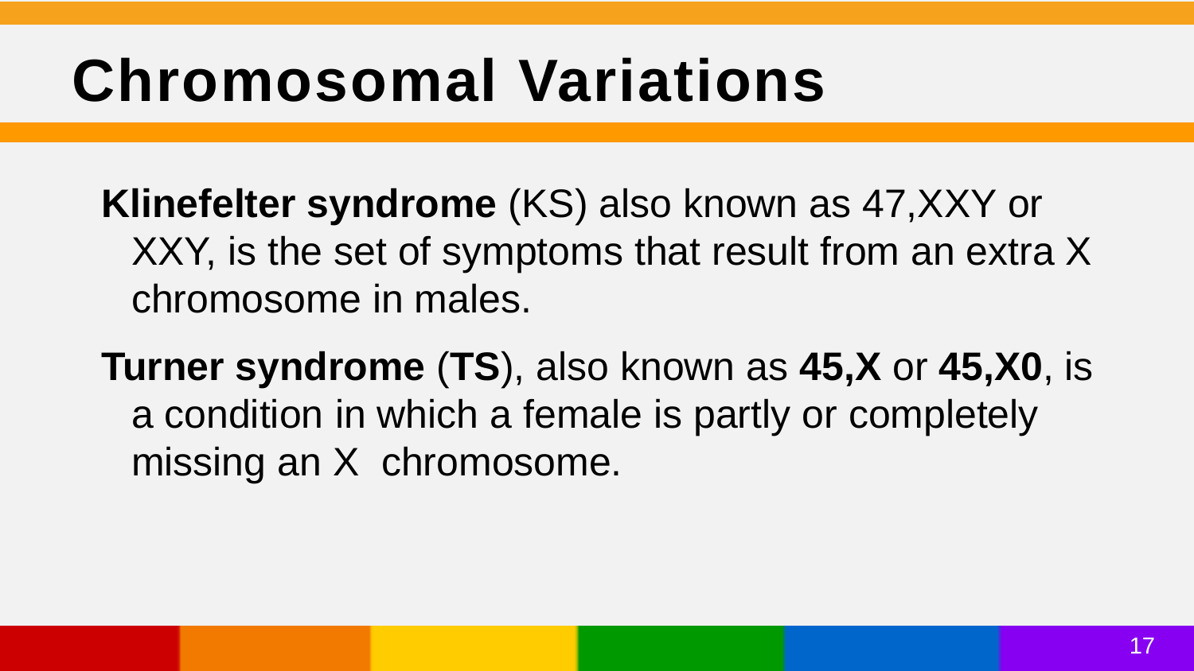# Chromosomal Variations

**Klinefelter syndrome** (KS) also known as 47,XXY or XXY, is the set of symptoms that result from an extra X chromosome in males.

**Turner syndrome** (**TS**), also known as **45,X** or **45,X0**, is a condition in which a female is partly or completely missing an X chromosome.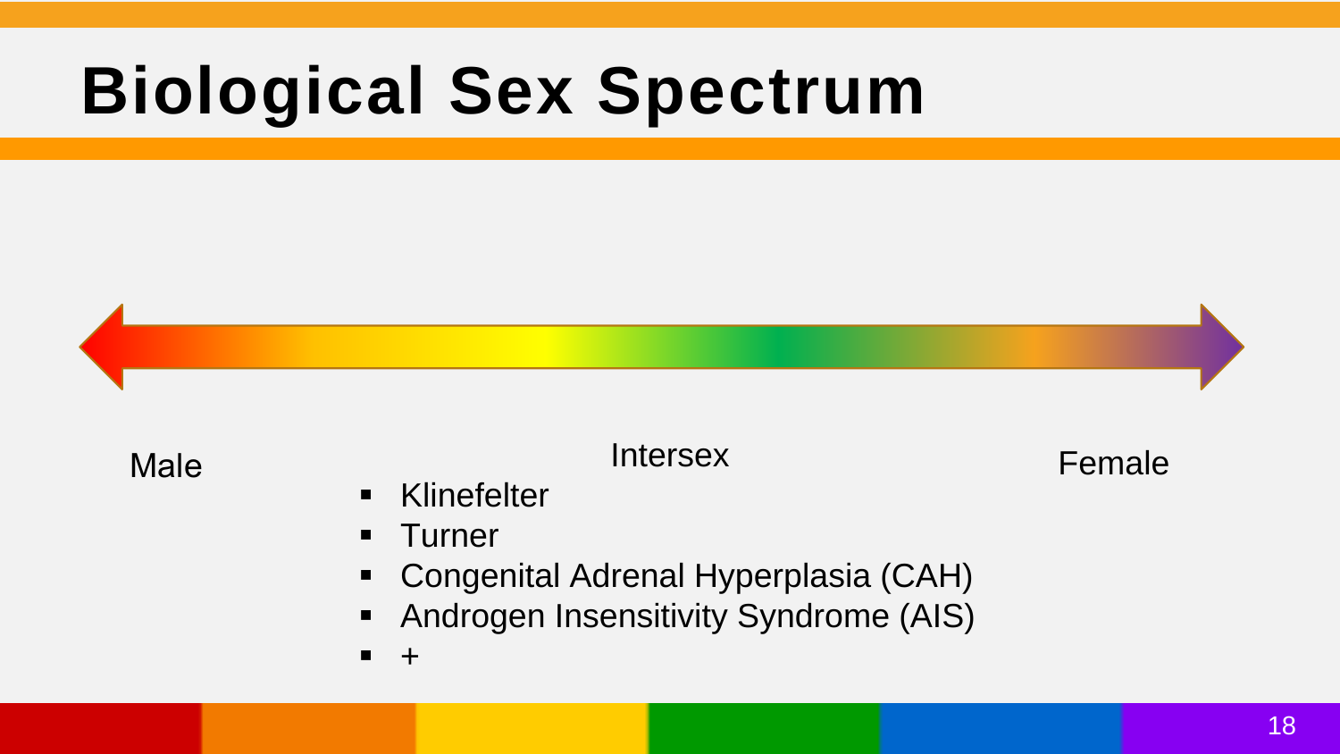# Biological Sex Spectrum

Male

Intersex

Female

- Klinefelter
- Turner
- Congenital Adrenal Hyperplasia (CAH)
- Androgen Insensitivity Syndrome (AIS)
- +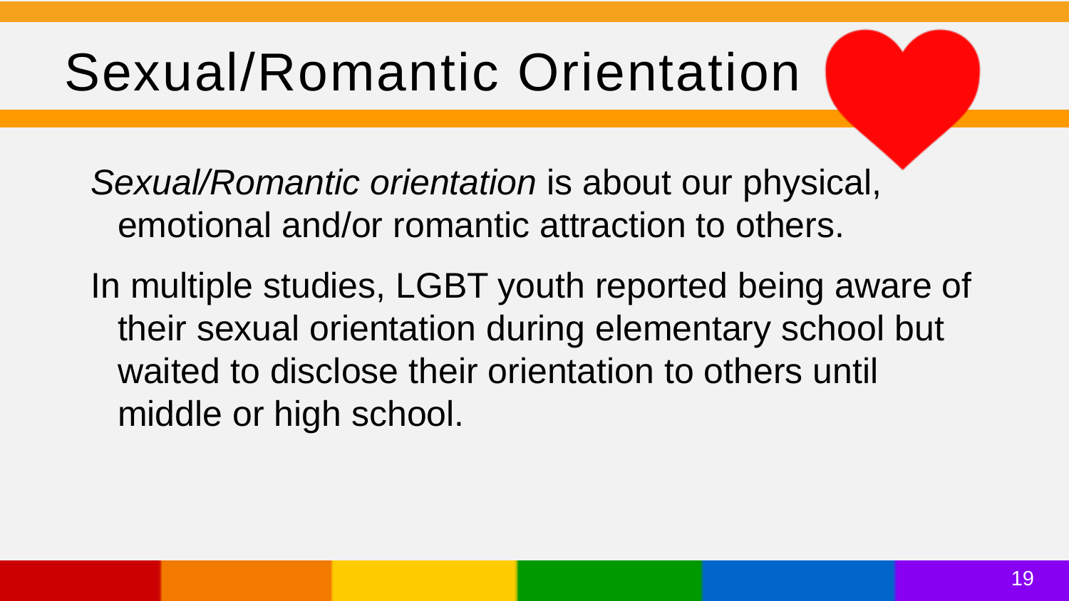# Sexual/Romantic Orientation

*Sexual/Romantic orientation* is about our physical, emotional and/or romantic attraction to others.

In multiple studies, LGBT youth reported being aware of their sexual orientation during elementary school but waited to disclose their orientation to others until middle or high school.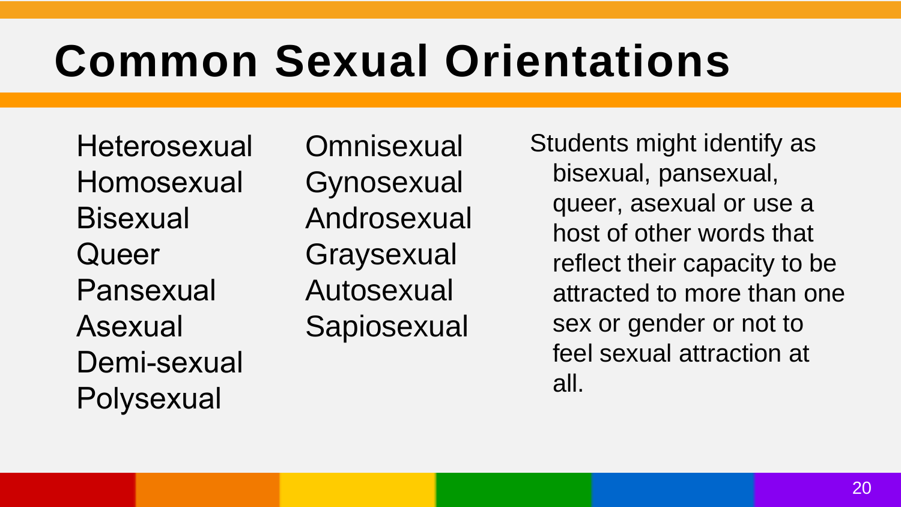# Common Sexual Orientations

- Heterosexual
- Homosexual
- Bisexual
- Queer
- Pansexual
- Asexual
- Demi-sexual
- Polysexual
- Omnisexual
- Gynosexual
- Androsexual
- Graysexual
- Autosexual
- Sapiosexual

Students might identify as bisexual, pansexual, queer, asexual or use a host of other words that reflect their capacity to be attracted to more than one sex or gender or not to feel sexual attraction at all.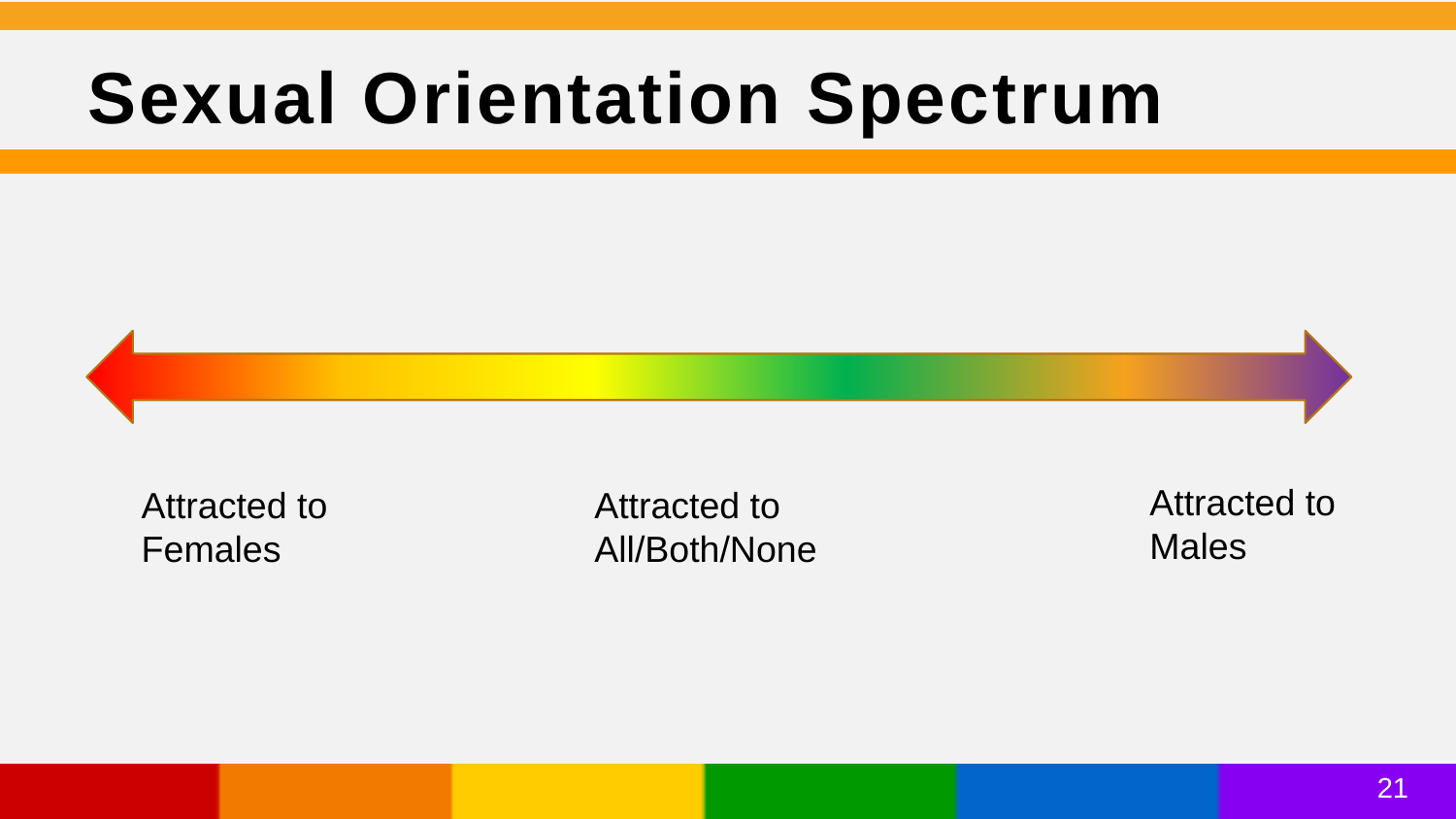# Sexual Orientation Spectrum

Attracted to Females

Attracted to All/Both/None

Attracted to Males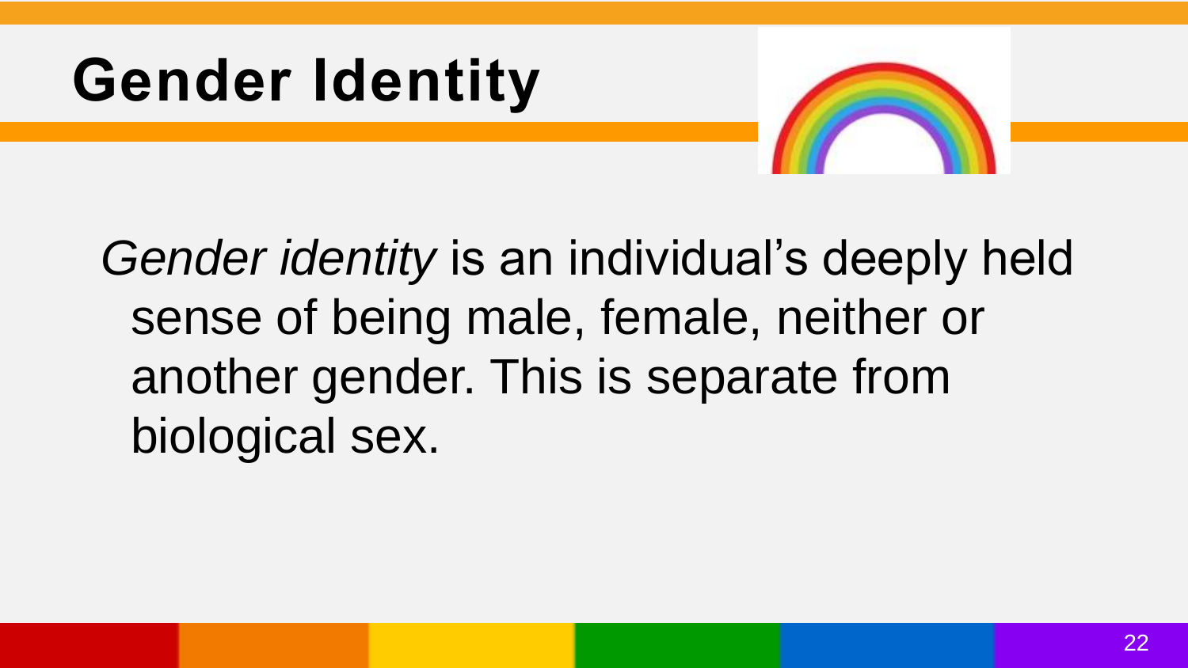# Gender Identity

*Gender identity* is an individual's deeply held sense of being male, female, neither or another gender. This is separate from biological sex.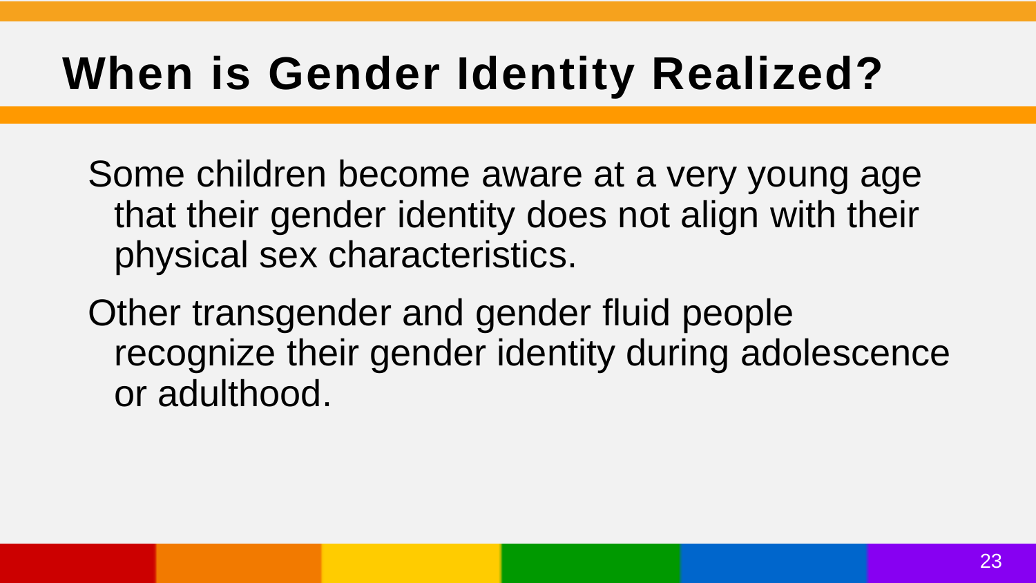# When is Gender Identity Realized?

Some children become aware at a very young age that their gender identity does not align with their physical sex characteristics.

Other transgender and gender fluid people recognize their gender identity during adolescence or adulthood.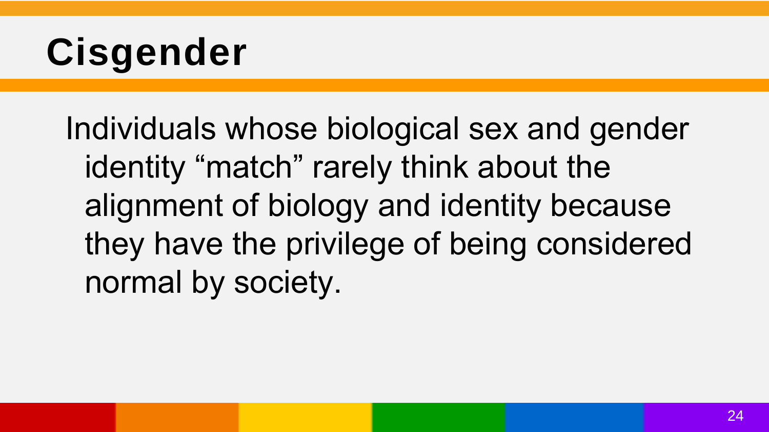# Cisgender

Individuals whose biological sex and gender identity “match” rarely think about the alignment of biology and identity because they have the privilege of being considered normal by society.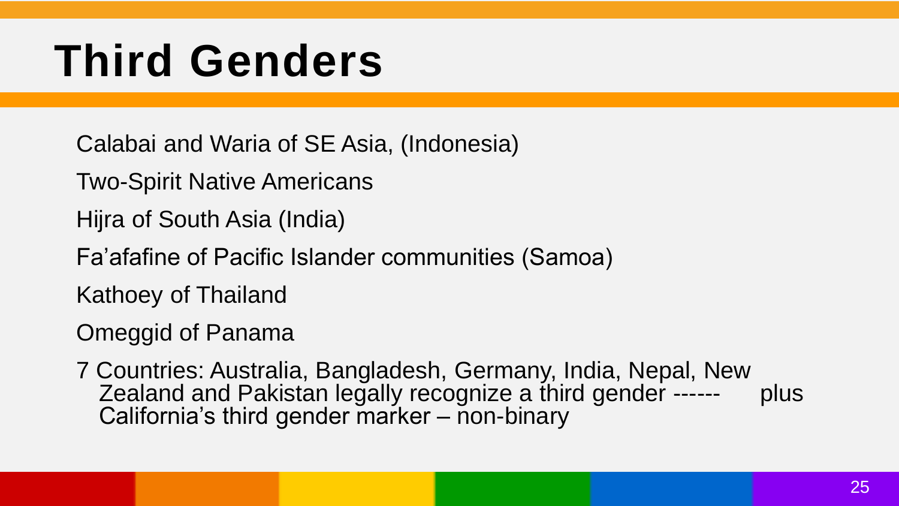# Third Genders

Calabai and Waria of SE Asia, (Indonesia)

Two-Spirit Native Americans

Hijra of South Asia (India)

Fa'afafine of Pacific Islander communities (Samoa)

Kathoey of Thailand

Omeggid of Panama

7 Countries: Australia, Bangladesh, Germany, India, Nepal, New Zealand and Pakistan legally recognize a third gender ------ plus California's third gender marker – non-binary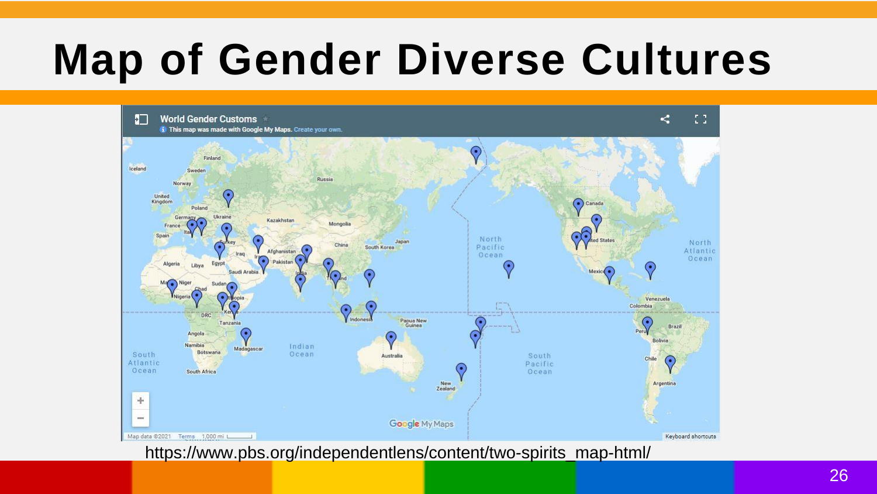# Map of Gender Diverse Cultures

https://www.pbs.org/independentlens/content/two-spirits_map-html/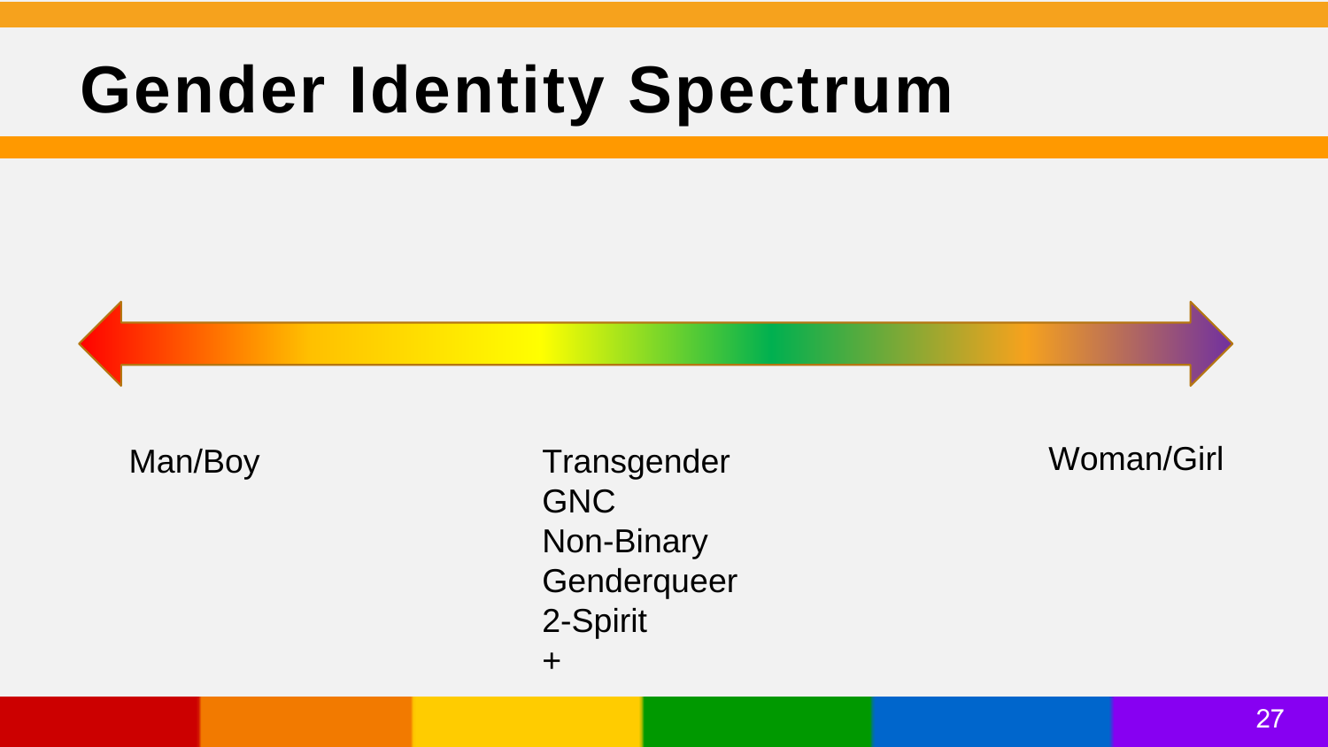# Gender Identity Spectrum

Man/Boy

Transgender
GNC
Non-Binary
Genderqueer
2-Spirit
+

Woman/Girl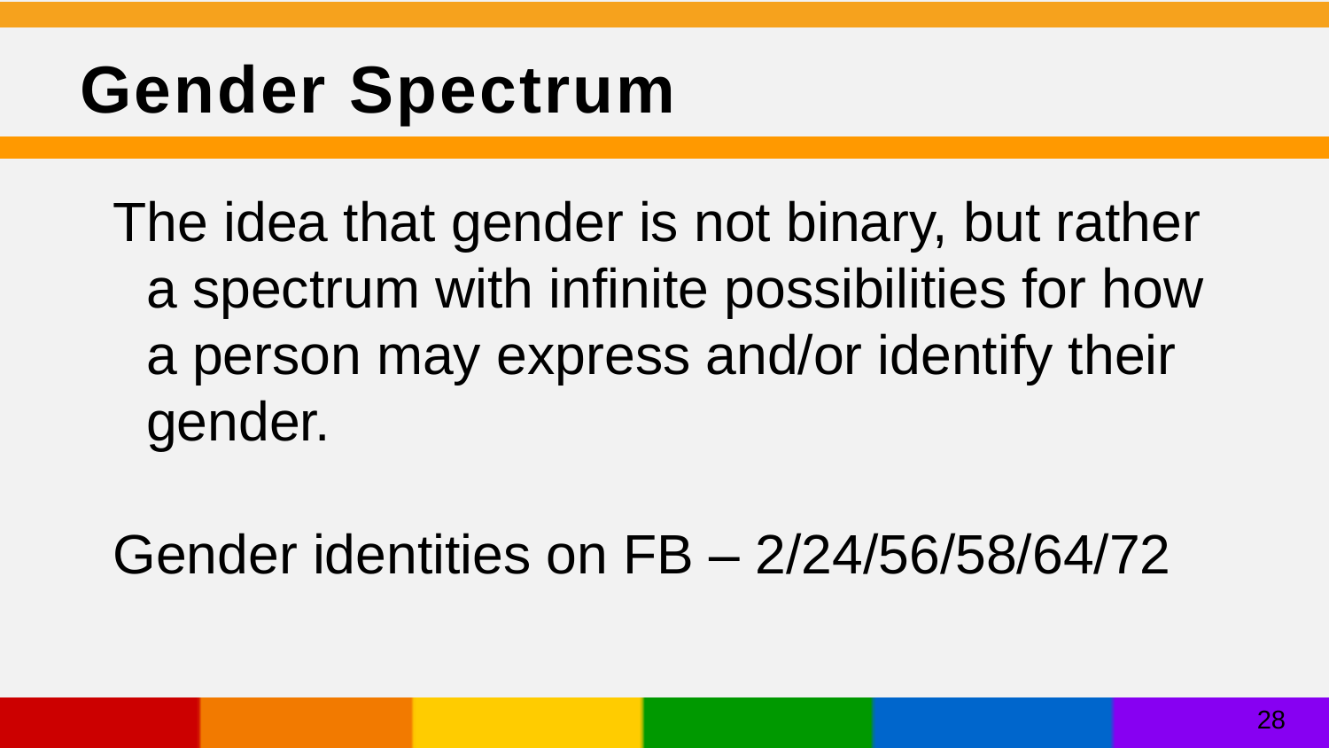# Gender Spectrum

The idea that gender is not binary, but rather a spectrum with infinite possibilities for how a person may express and/or identify their gender.

Gender identities on FB – 2/24/56/58/64/72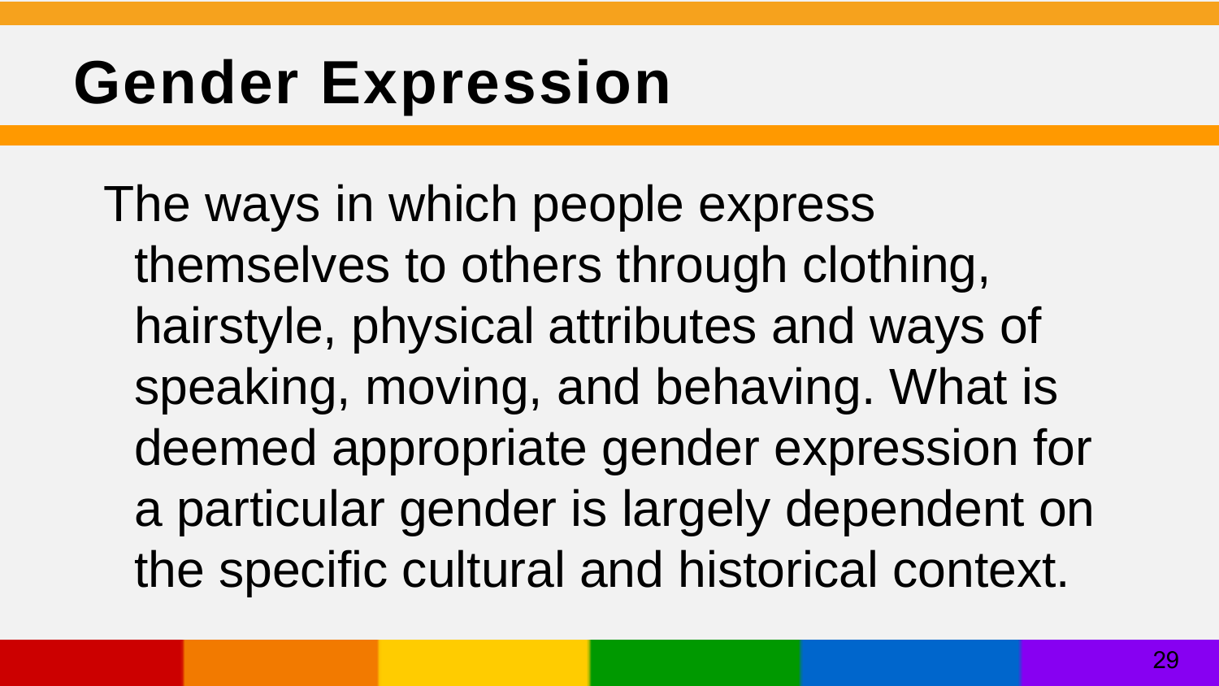# Gender Expression

The ways in which people express themselves to others through clothing, hairstyle, physical attributes and ways of speaking, moving, and behaving. What is deemed appropriate gender expression for a particular gender is largely dependent on the specific cultural and historical context.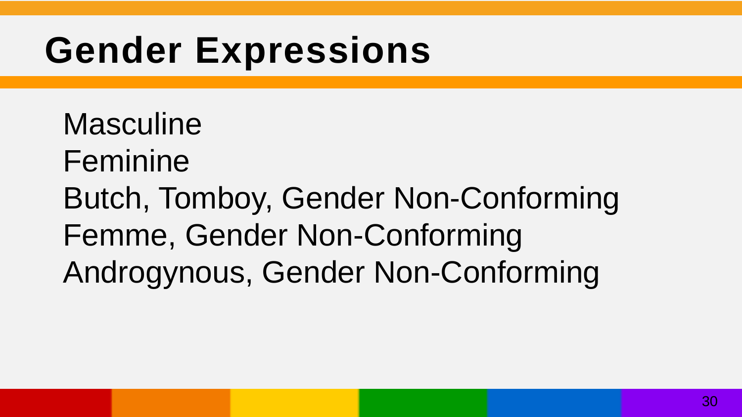# Gender Expressions

Masculine
Feminine
Butch, Tomboy, Gender Non-Conforming
Femme, Gender Non-Conforming
Androgynous, Gender Non-Conforming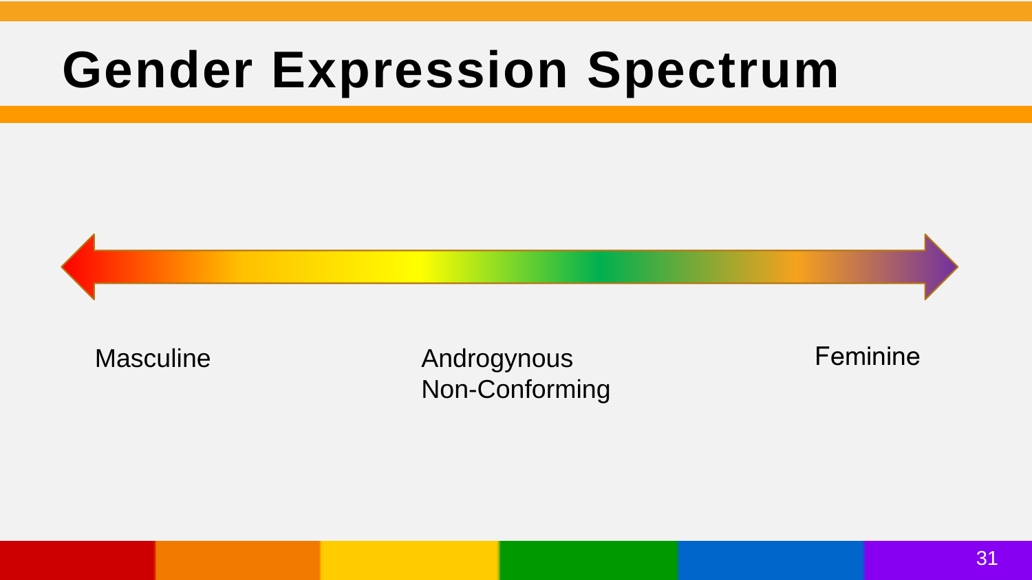# Gender Expression Spectrum

Masculine

Androgynous
Non-Conforming

Feminine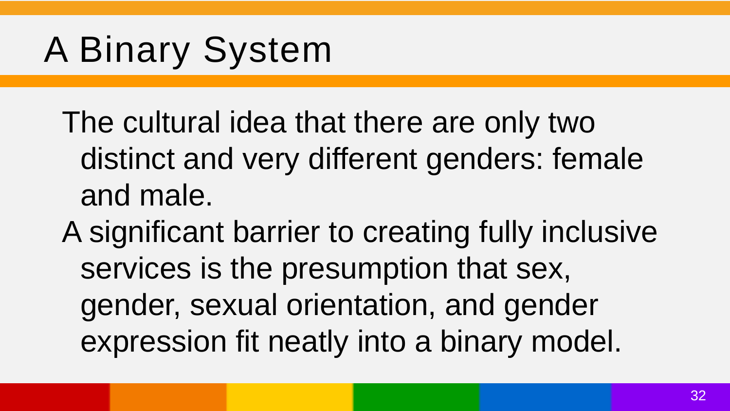# A Binary System

The cultural idea that there are only two distinct and very different genders: female and male.

A significant barrier to creating fully inclusive services is the presumption that sex, gender, sexual orientation, and gender expression fit neatly into a binary model.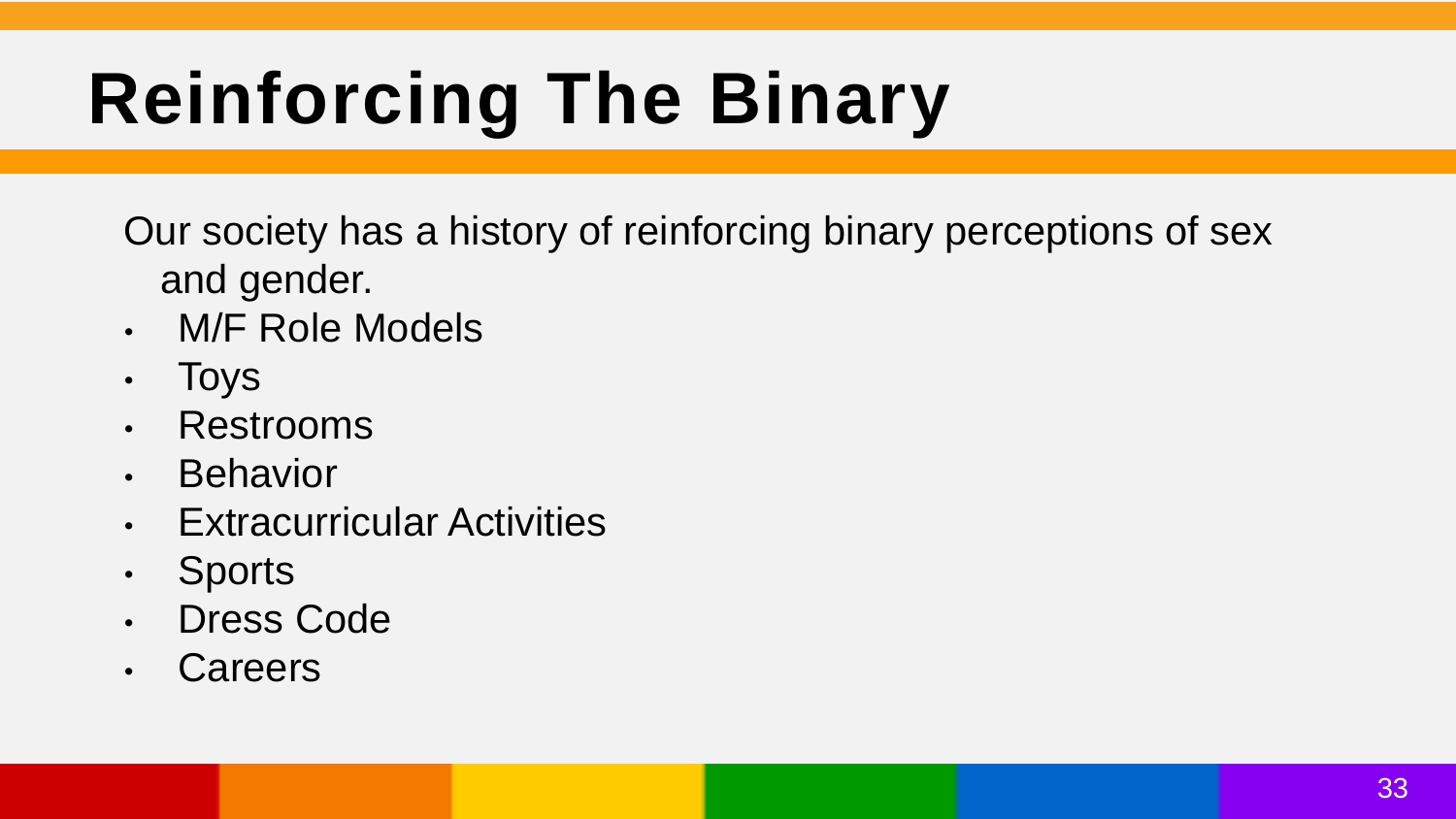# Reinforcing The Binary

Our society has a history of reinforcing binary perceptions of sex and gender.

- M/F Role Models
- Toys
- Restrooms
- Behavior
- Extracurricular Activities
- Sports
- Dress Code
- Careers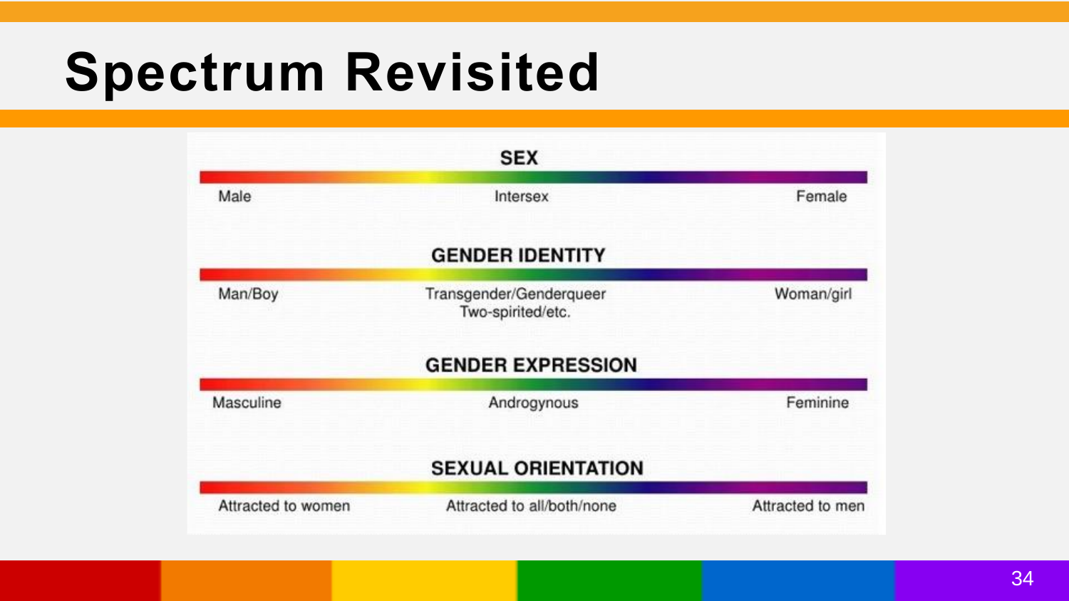# Spectrum Revisited

## SEX

| Male | Intersex | Female |
| --- | --- | --- |

## GENDER IDENTITY

| Man/Boy | Transgender/Genderqueer Two-spirited/etc. | Woman/girl |
| --- | --- | --- |

## GENDER EXPRESSION

| Masculine | Androgynous | Feminine |
| --- | --- | --- |

## SEXUAL ORIENTATION

| Attracted to women | Attracted to all/both/none | Attracted to men |
| --- | --- | --- |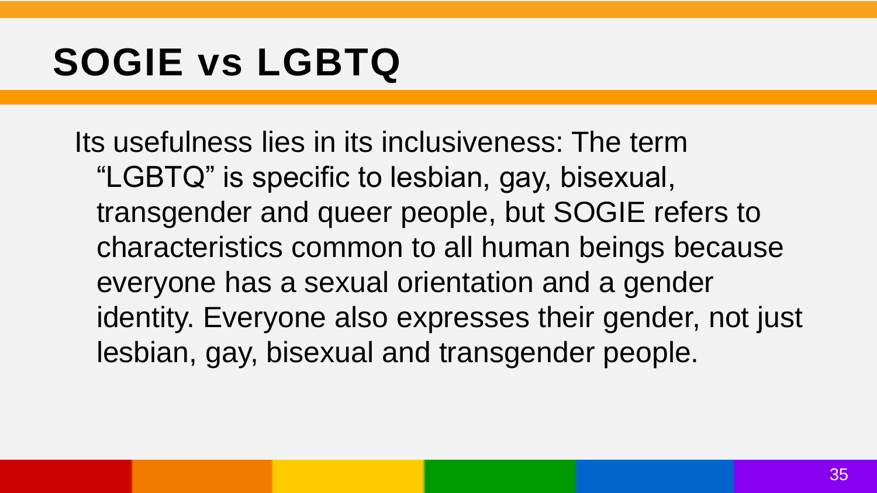# SOGIE vs LGBTQ

Its usefulness lies in its inclusiveness: The term "LGBTQ" is specific to lesbian, gay, bisexual, transgender and queer people, but SOGIE refers to characteristics common to all human beings because everyone has a sexual orientation and a gender identity. Everyone also expresses their gender, not just lesbian, gay, bisexual and transgender people.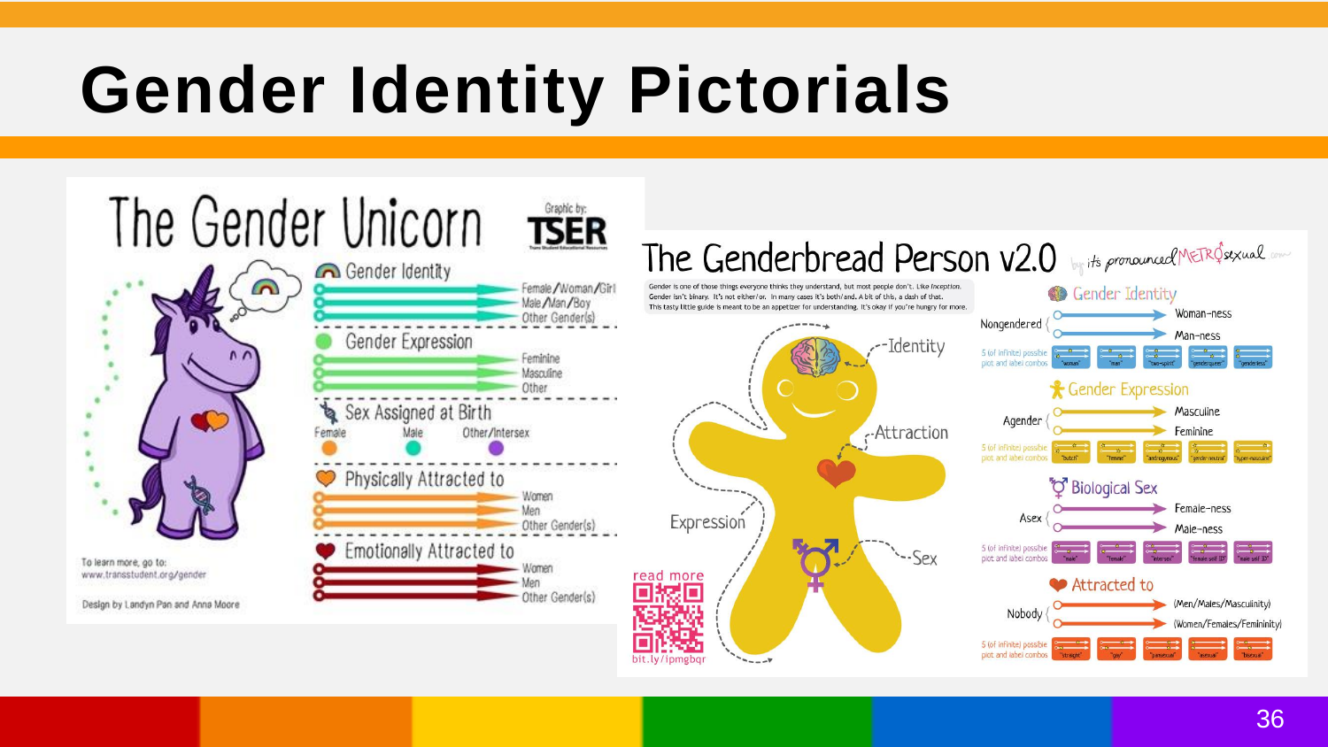# Gender Identity Pictorials

## The Gender Unicorn

Graphic by: TSER (Trans Student Educational Resources)

**Gender Identity**
- Female/Woman/Girl
- Male/Man/Boy
- Other Gender(s)

**Gender Expression**
- Feminine
- Masculine
- Other

**Sex Assigned at Birth**
- Female
- Male
- Other/Intersex

**Physically Attracted to**
- Women
- Men
- Other Gender(s)

**Emotionally Attracted to**
- Women
- Men
- Other Gender(s)

To learn more, go to: www.transstudent.org/gender

Design by Landyn Pan and Anna Moore

## The Genderbread Person v2.0

by its pronounced METROsexual .com

Gender is one of those things everyone thinks they understand, but most people don't. Like *Inception*. Gender isn't binary. It's not either/or. In many cases it's both/and. A bit of this, a dash of that. This tasty little guide is meant to be an appetizer for understanding. It's okay if you're hungry for more.

Identity · Attraction · Expression · Sex

**Gender Identity**
- Nongendered → Woman-ness
- Nongendered → Man-ness
- 5 (of infinite) possible plot and label combos: "woman", "man", "two-spirit", "genderqueer", "genderless"

**Gender Expression**
- Agender → Masculine
- Agender → Feminine
- 5 (of infinite) possible plot and label combos: "butch", "femme", "androgynous", "gender neutral", "hyper-masculine"

**Biological Sex**
- Asex → Female-ness
- Asex → Male-ness
- 5 (of infinite) possible plot and label combos: "male", "female", "intersex", "female self ID", "male self ID"

**Attracted to**
- Nobody → (Men/Males/Masculinity)
- Nobody → (Women/Females/Femininity)
- 5 (of infinite) possible plot and label combos: "straight", "gay", "pansexual", "asexual", "bisexual"

read more: bit.ly/ipmgbqr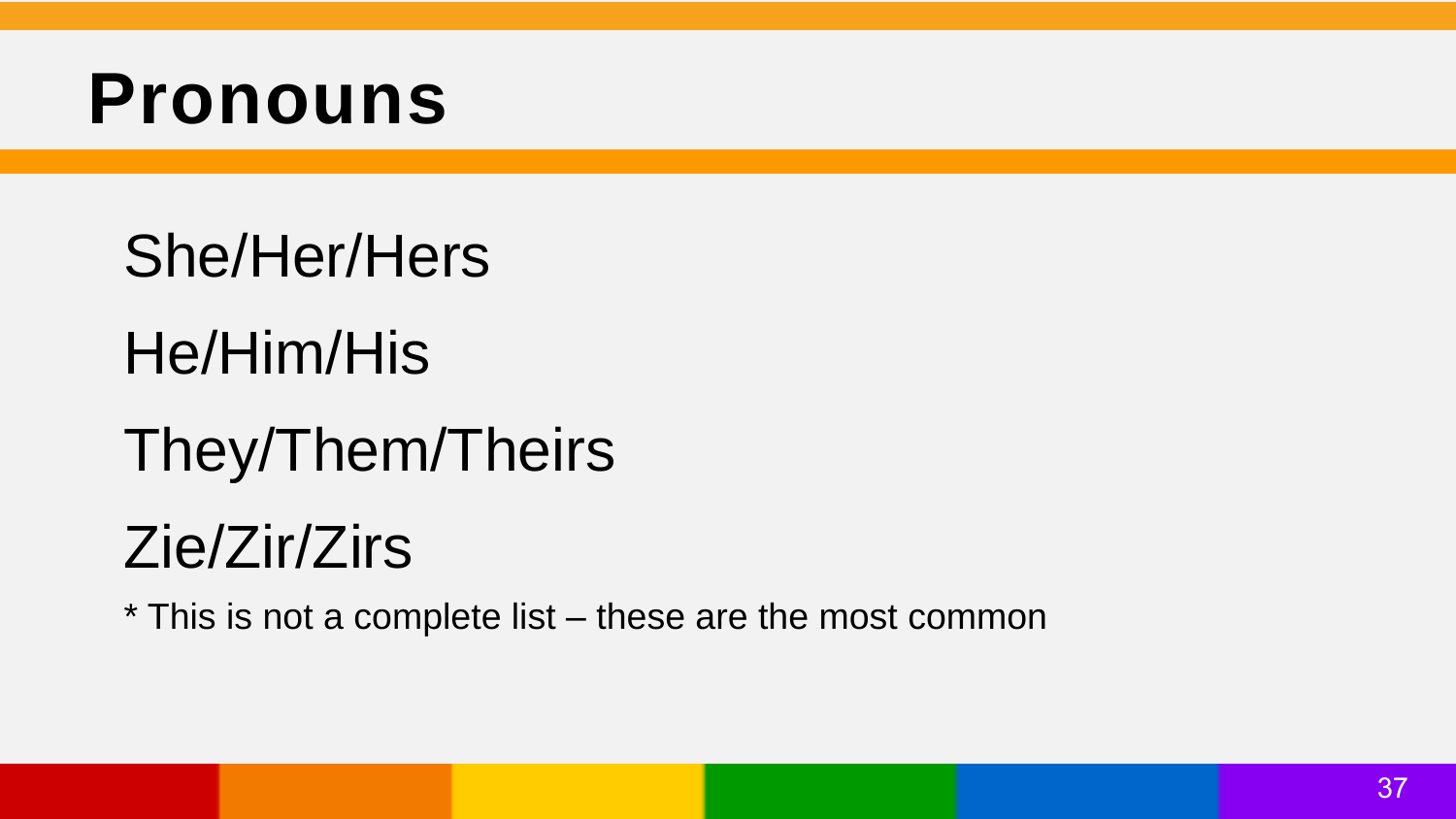# Pronouns

She/Her/Hers

He/Him/His

They/Them/Theirs

Zie/Zir/Zirs

* This is not a complete list – these are the most common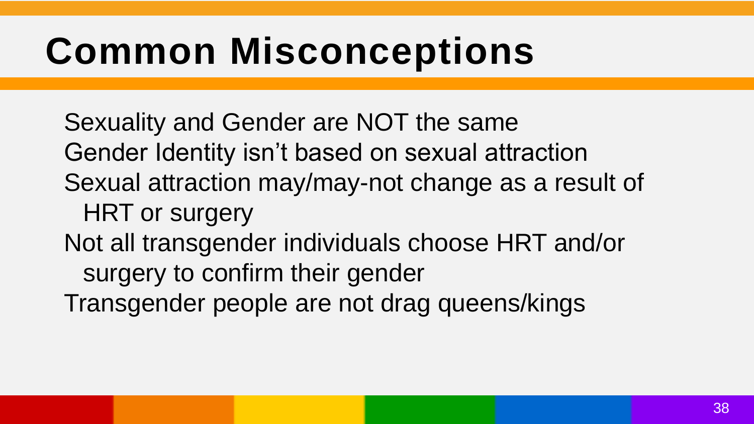# Common Misconceptions

Sexuality and Gender are NOT the same

Gender Identity isn't based on sexual attraction

Sexual attraction may/may-not change as a result of HRT or surgery

Not all transgender individuals choose HRT and/or surgery to confirm their gender

Transgender people are not drag queens/kings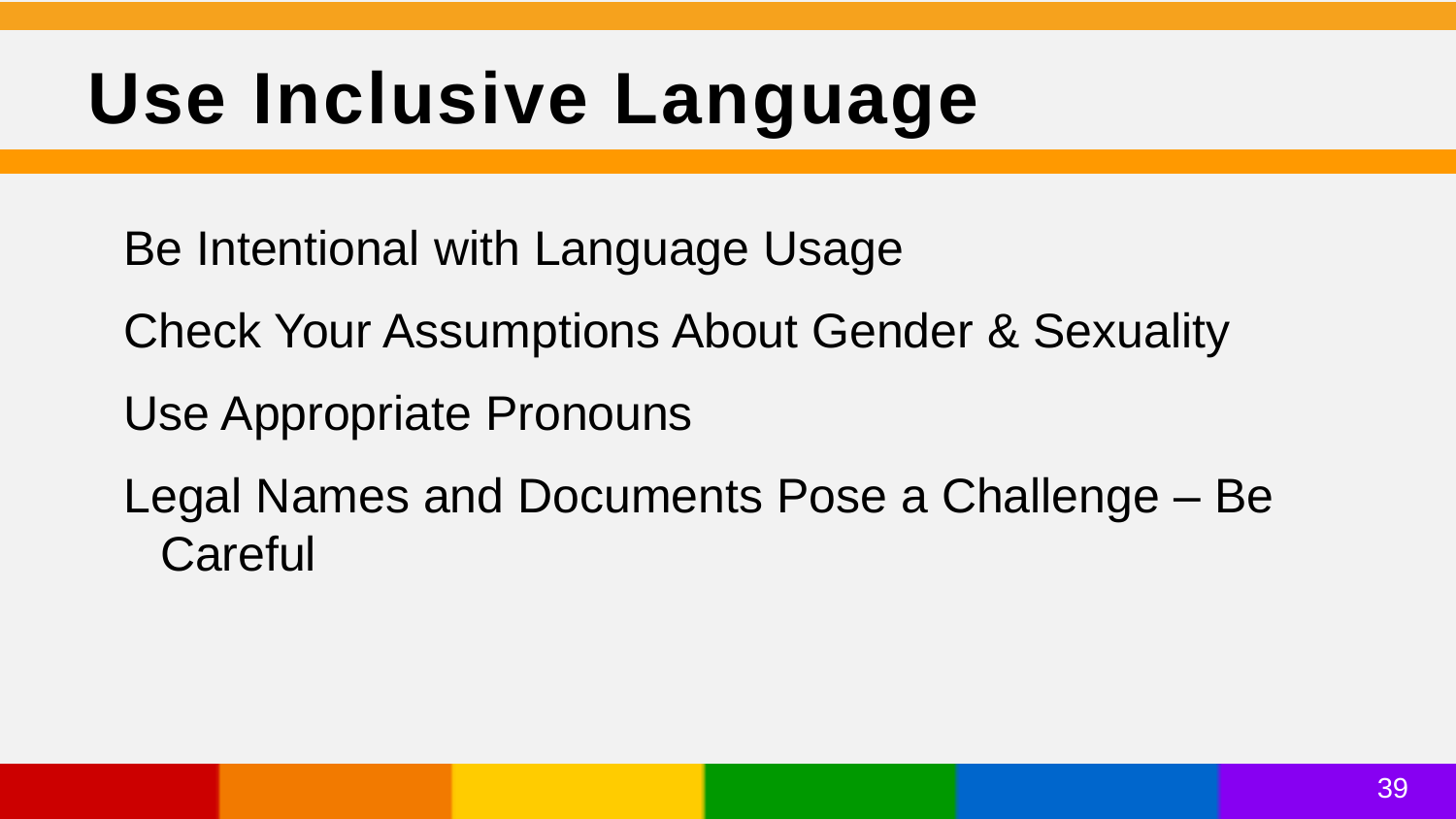# Use Inclusive Language

- Be Intentional with Language Usage
- Check Your Assumptions About Gender & Sexuality
- Use Appropriate Pronouns
- Legal Names and Documents Pose a Challenge – Be Careful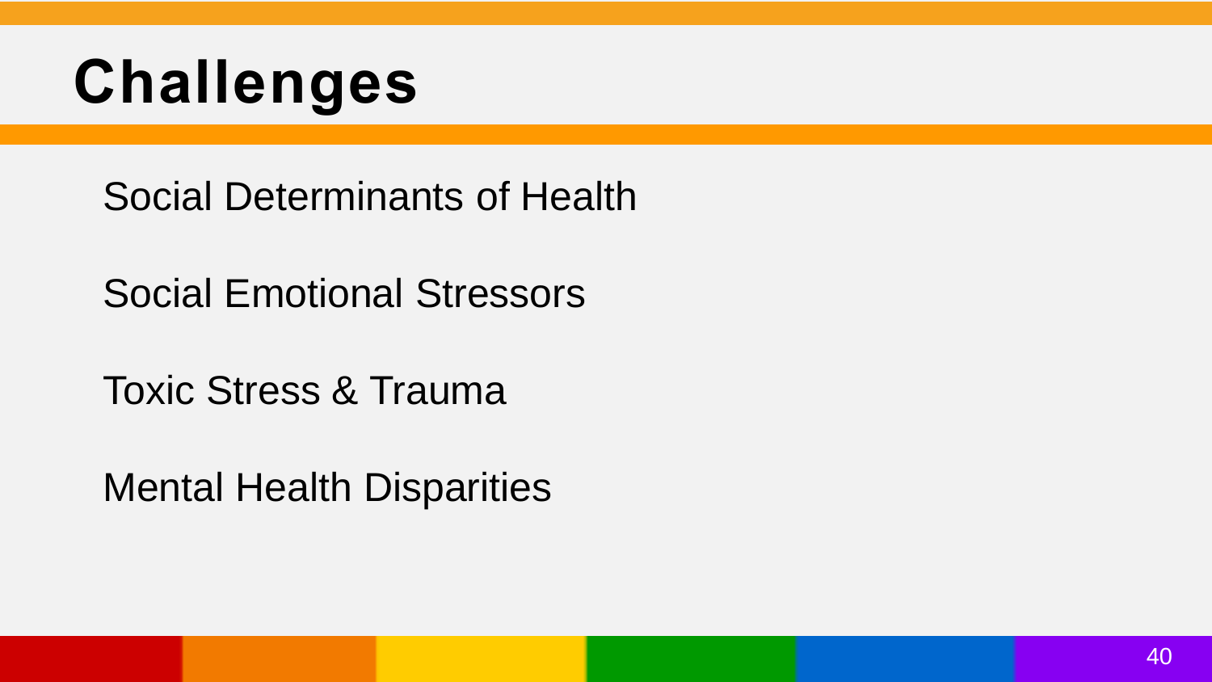# Challenges

Social Determinants of Health

Social Emotional Stressors

Toxic Stress & Trauma

Mental Health Disparities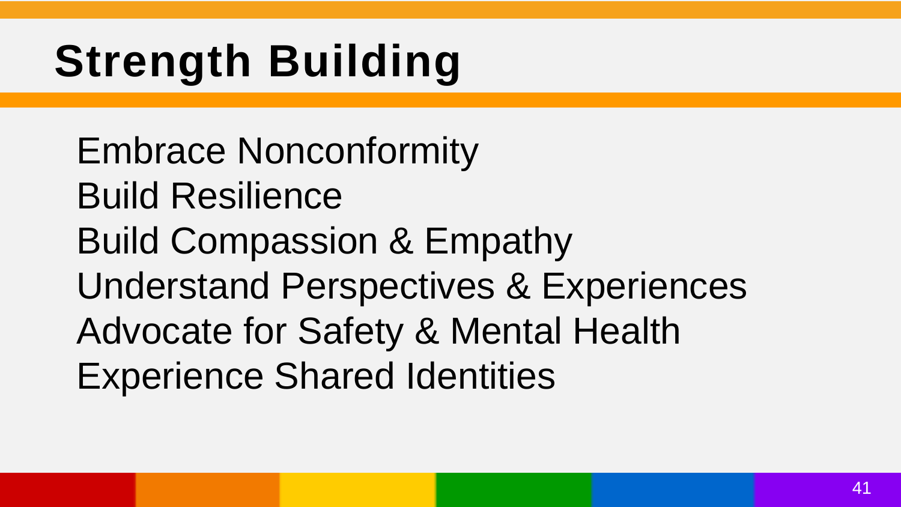# Strength Building

Embrace Nonconformity
Build Resilience
Build Compassion & Empathy
Understand Perspectives & Experiences
Advocate for Safety & Mental Health
Experience Shared Identities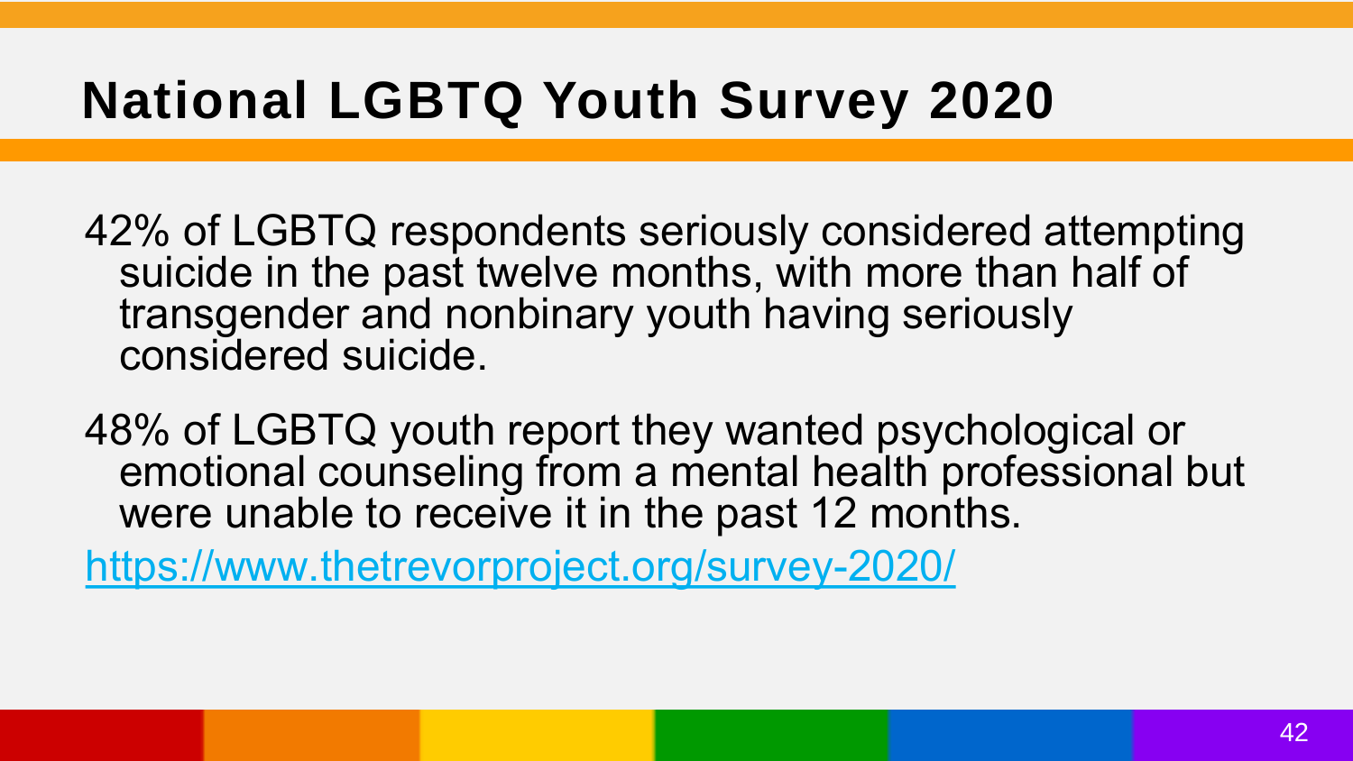# National LGBTQ Youth Survey 2020

42% of LGBTQ respondents seriously considered attempting suicide in the past twelve months, with more than half of transgender and nonbinary youth having seriously considered suicide.

48% of LGBTQ youth report they wanted psychological or emotional counseling from a mental health professional but were unable to receive it in the past 12 months.

https://www.thetrevorproject.org/survey-2020/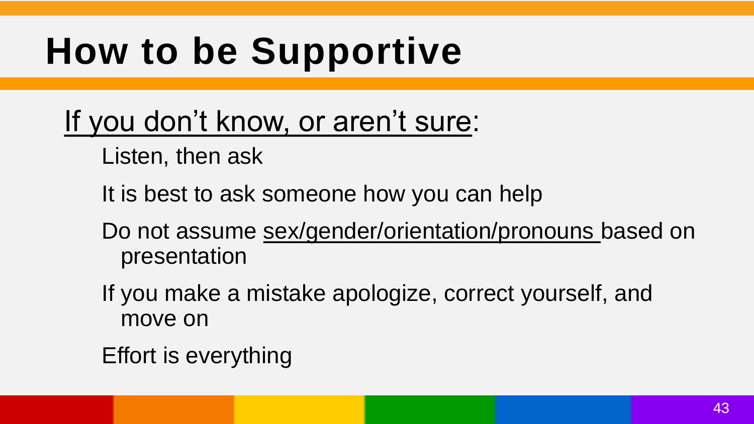# How to be Supportive

If you don't know, or aren't sure:

- Listen, then ask
- It is best to ask someone how you can help
- Do not assume sex/gender/orientation/pronouns based on presentation
- If you make a mistake apologize, correct yourself, and move on
- Effort is everything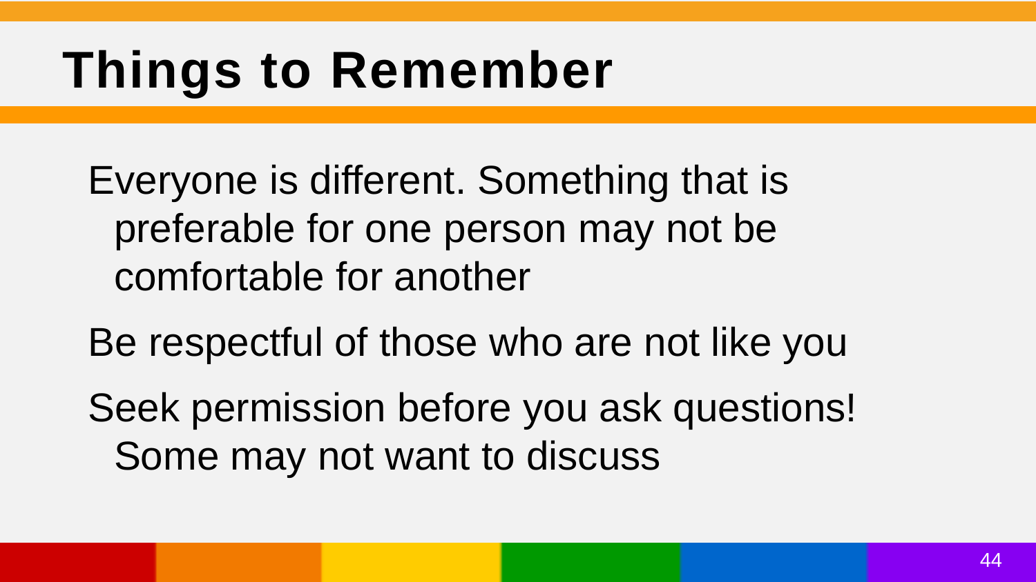# Things to Remember

Everyone is different. Something that is preferable for one person may not be comfortable for another

Be respectful of those who are not like you

Seek permission before you ask questions! Some may not want to discuss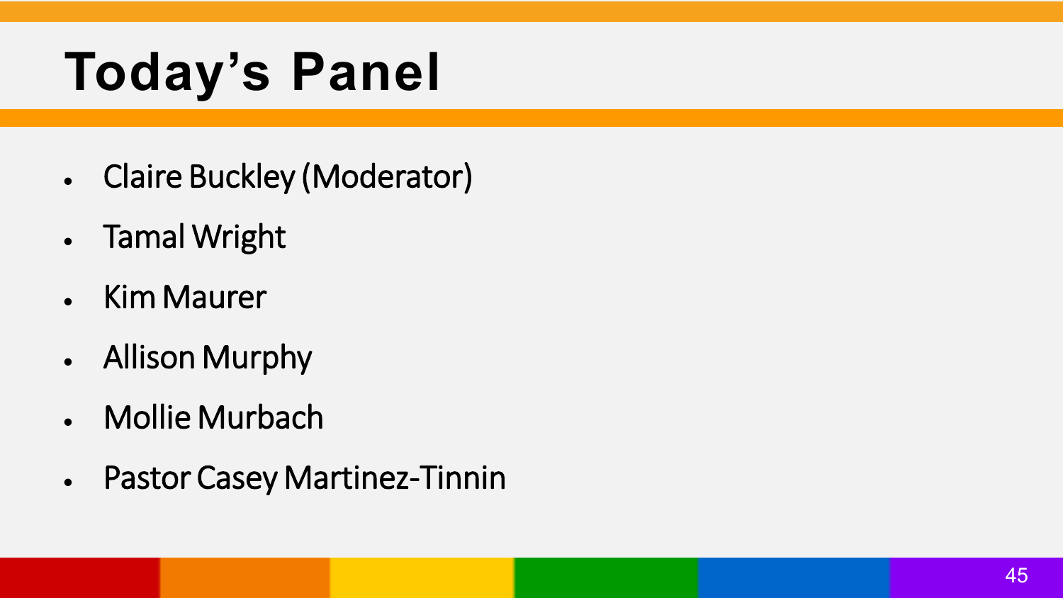# Today's Panel

- Claire Buckley (Moderator)
- Tamal Wright
- Kim Maurer
- Allison Murphy
- Mollie Murbach
- Pastor Casey Martinez-Tinnin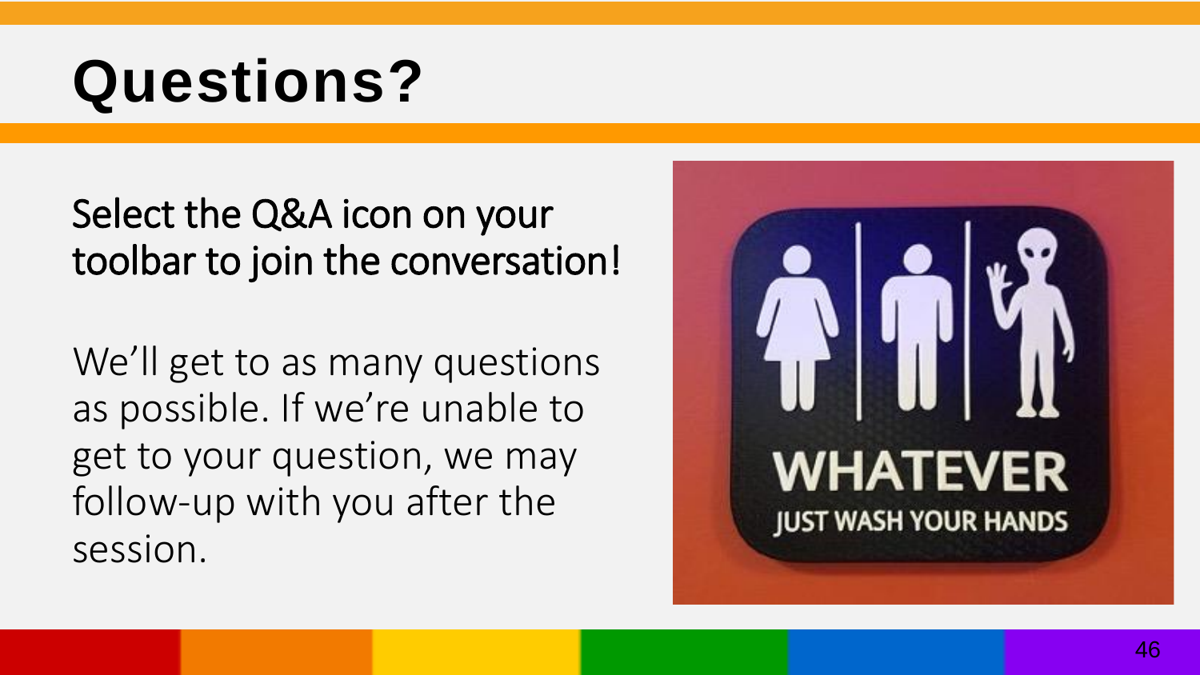# Questions?

Select the Q&A icon on your toolbar to join the conversation!

We'll get to as many questions as possible. If we're unable to get to your question, we may follow-up with you after the session.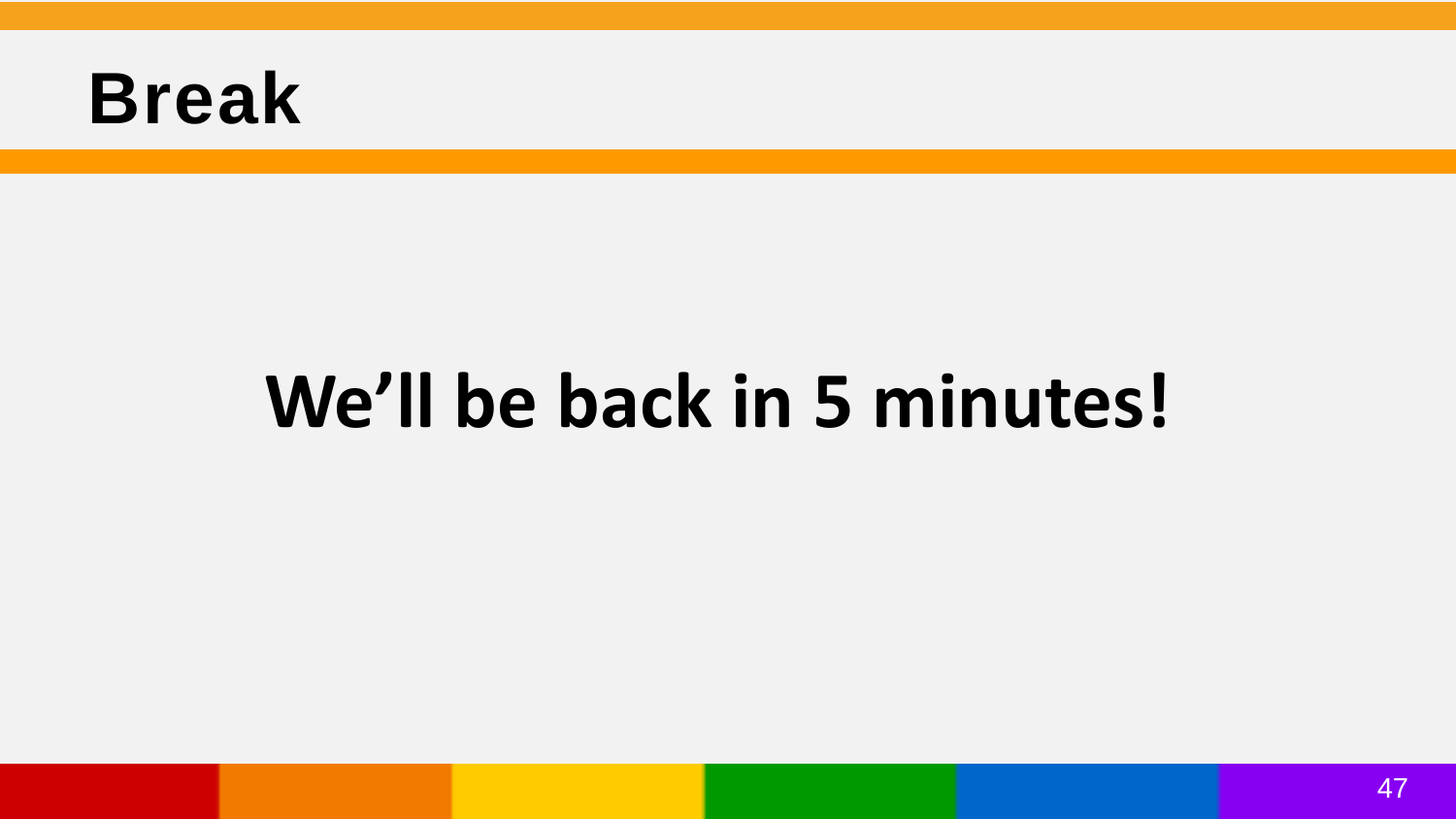# Break

**We’ll be back in 5 minutes!**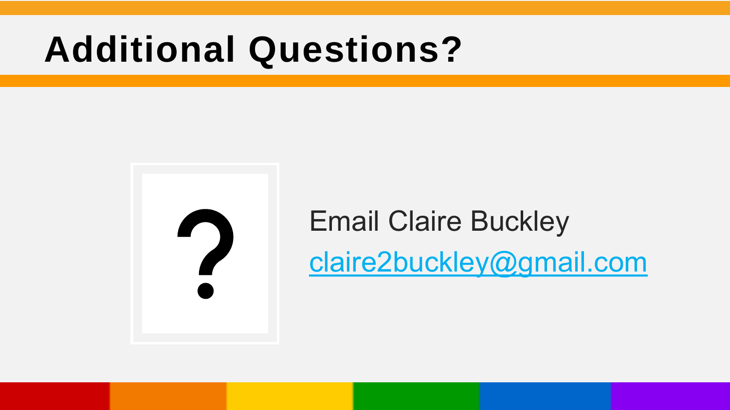# Additional Questions?

Email Claire Buckley

claire2buckley@gmail.com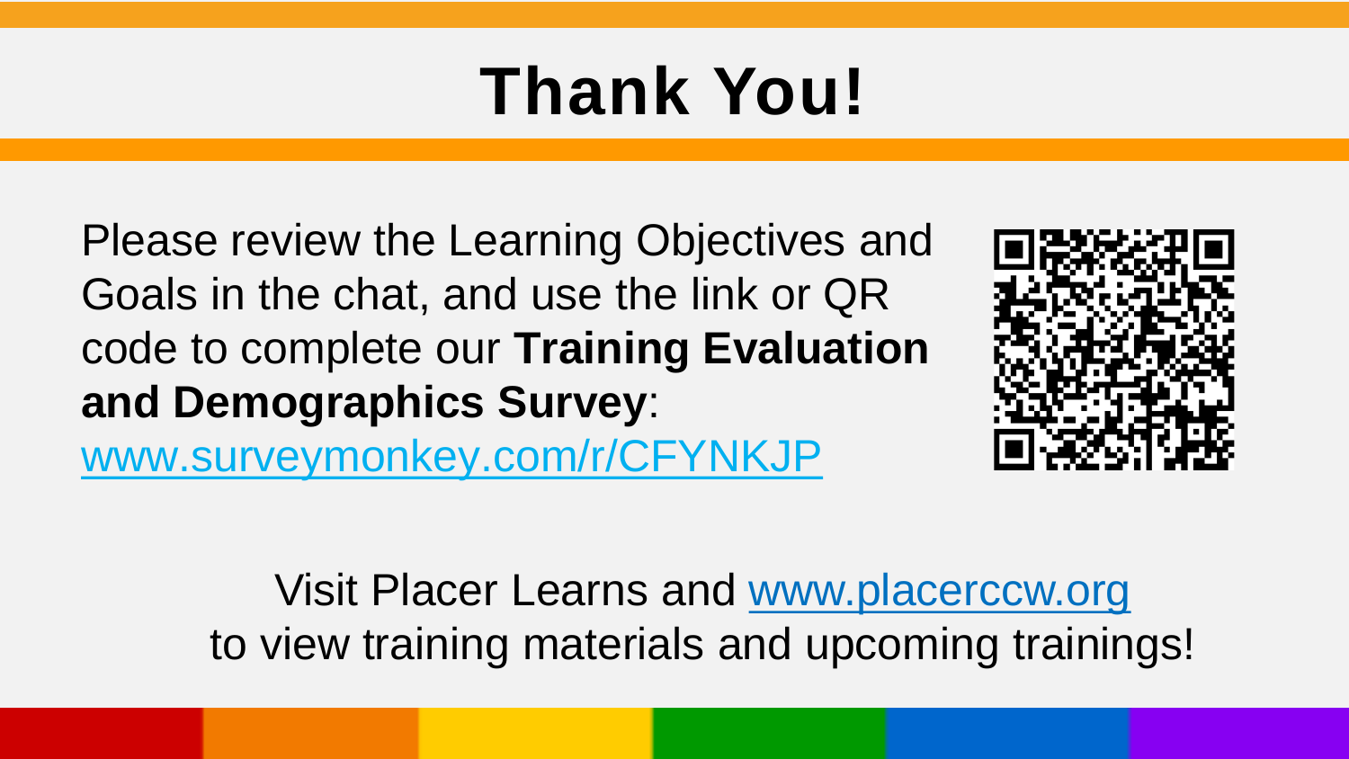# Thank You!

Please review the Learning Objectives and Goals in the chat, and use the link or QR code to complete our **Training Evaluation and Demographics Survey**: www.surveymonkey.com/r/CFYNKJP

Visit Placer Learns and www.placerccw.org to view training materials and upcoming trainings!